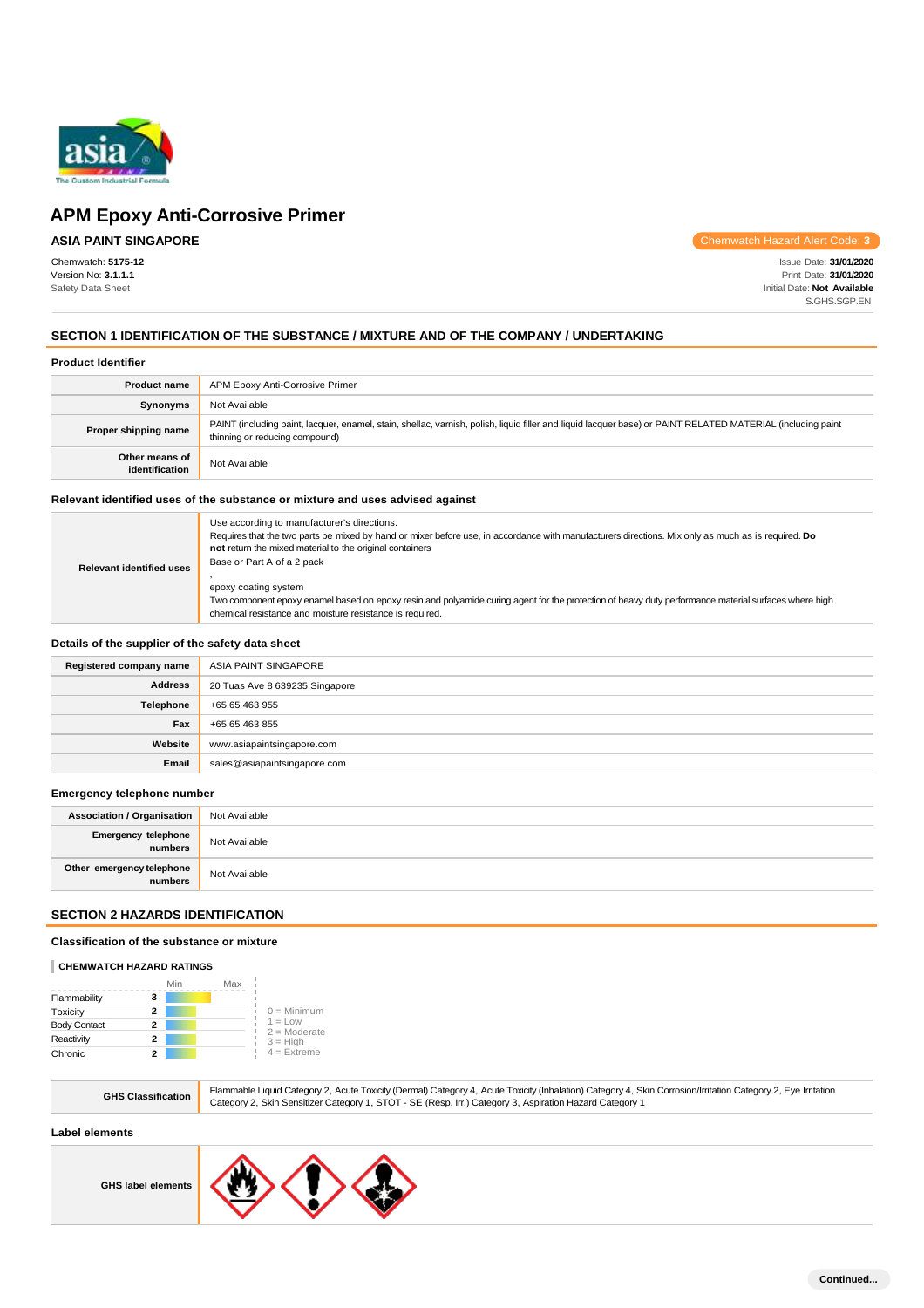# APM Epoxy Anti-Corrosive Primer

**ASIA PAINT SINGAPORE**

Chemwatch Hazard Alert Code: 3

Chemwatch: **5175-12**
Version No: **3.1.1.1**
Safety Data Sheet

Issue Date: **31/01/2020**
Print Date: **31/01/2020**
Initial Date: **Not Available**
S.GHS.SGP.EN

## SECTION 1 IDENTIFICATION OF THE SUBSTANCE / MIXTURE AND OF THE COMPANY / UNDERTAKING

### Product Identifier

| | |
|---|---|
| **Product name** | APM Epoxy Anti-Corrosive Primer |
| **Synonyms** | Not Available |
| **Proper shipping name** | PAINT (including paint, lacquer, enamel, stain, shellac, varnish, polish, liquid filler and liquid lacquer base) or PAINT RELATED MATERIAL (including paint thinning or reducing compound) |
| **Other means of identification** | Not Available |

### Relevant identified uses of the substance or mixture and uses advised against

| | |
|---|---|
| **Relevant identified uses** | Use according to manufacturer's directions.<br>Requires that the two parts be mixed by hand or mixer before use, in accordance with manufacturers directions. Mix only as much as is required. **Do not** return the mixed material to the original containers<br>Base or Part A of a 2 pack<br>,<br>epoxy coating system<br>Two component epoxy enamel based on epoxy resin and polyamide curing agent for the protection of heavy duty performance material surfaces where high chemical resistance and moisture resistance is required. |

### Details of the supplier of the safety data sheet

| | |
|---|---|
| **Registered company name** | ASIA PAINT SINGAPORE |
| **Address** | 20 Tuas Ave 8 639235 Singapore |
| **Telephone** | +65 65 463 955 |
| **Fax** | +65 65 463 855 |
| **Website** | www.asiapaintsingapore.com |
| **Email** | sales@asiapaintsingapore.com |

### Emergency telephone number

| | |
|---|---|
| **Association / Organisation** | Not Available |
| **Emergency telephone numbers** | Not Available |
| **Other emergency telephone numbers** | Not Available |

## SECTION 2 HAZARDS IDENTIFICATION

### Classification of the substance or mixture

**CHEMWATCH HAZARD RATINGS**

| | Rating |
|---|---|
| Flammability | 3 |
| Toxicity | 2 |
| Body Contact | 2 |
| Reactivity | 2 |
| Chronic | 2 |

0 = Minimum
1 = Low
2 = Moderate
3 = High
4 = Extreme

| | |
|---|---|
| **GHS Classification** | Flammable Liquid Category 2, Acute Toxicity (Dermal) Category 4, Acute Toxicity (Inhalation) Category 4, Skin Corrosion/Irritation Category 2, Eye Irritation Category 2, Skin Sensitizer Category 1, STOT - SE (Resp. Irr.) Category 3, Aspiration Hazard Category 1 |

### Label elements

| | |
|---|---|
| **GHS label elements** | |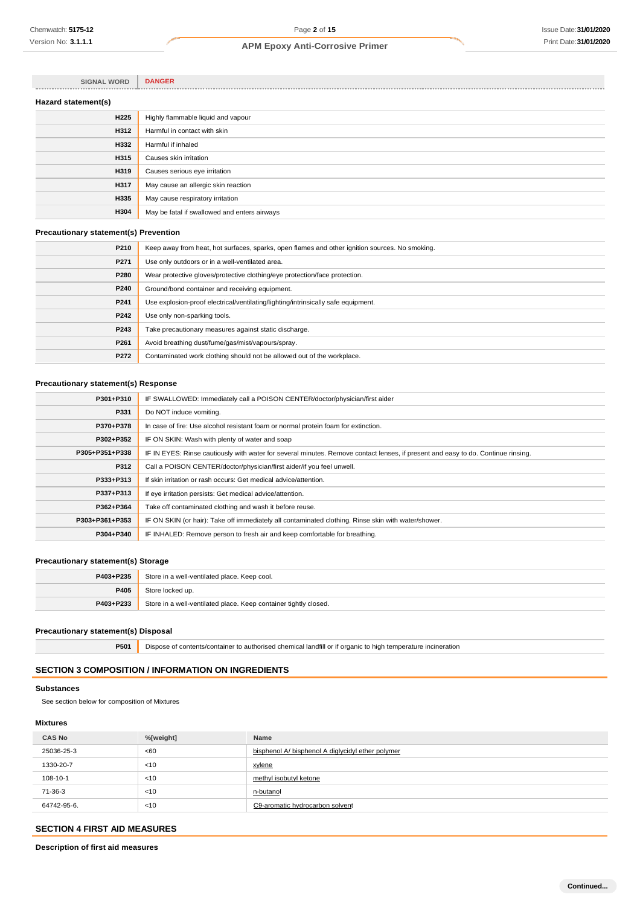| SIGNAL WORD | DANGER |
| --- | --- |

### Hazard statement(s)

| | |
| --- | --- |
| H225 | Highly flammable liquid and vapour |
| H312 | Harmful in contact with skin |
| H332 | Harmful if inhaled |
| H315 | Causes skin irritation |
| H319 | Causes serious eye irritation |
| H317 | May cause an allergic skin reaction |
| H335 | May cause respiratory irritation |
| H304 | May be fatal if swallowed and enters airways |

### Precautionary statement(s) Prevention

| | |
| --- | --- |
| P210 | Keep away from heat, hot surfaces, sparks, open flames and other ignition sources. No smoking. |
| P271 | Use only outdoors or in a well-ventilated area. |
| P280 | Wear protective gloves/protective clothing/eye protection/face protection. |
| P240 | Ground/bond container and receiving equipment. |
| P241 | Use explosion-proof electrical/ventilating/lighting/intrinsically safe equipment. |
| P242 | Use only non-sparking tools. |
| P243 | Take precautionary measures against static discharge. |
| P261 | Avoid breathing dust/fume/gas/mist/vapours/spray. |
| P272 | Contaminated work clothing should not be allowed out of the workplace. |

### Precautionary statement(s) Response

| | |
| --- | --- |
| P301+P310 | IF SWALLOWED: Immediately call a POISON CENTER/doctor/physician/first aider |
| P331 | Do NOT induce vomiting. |
| P370+P378 | In case of fire: Use alcohol resistant foam or normal protein foam for extinction. |
| P302+P352 | IF ON SKIN: Wash with plenty of water and soap |
| P305+P351+P338 | IF IN EYES: Rinse cautiously with water for several minutes. Remove contact lenses, if present and easy to do. Continue rinsing. |
| P312 | Call a POISON CENTER/doctor/physician/first aider/if you feel unwell. |
| P333+P313 | If skin irritation or rash occurs: Get medical advice/attention. |
| P337+P313 | If eye irritation persists: Get medical advice/attention. |
| P362+P364 | Take off contaminated clothing and wash it before reuse. |
| P303+P361+P353 | IF ON SKIN (or hair): Take off immediately all contaminated clothing. Rinse skin with water/shower. |
| P304+P340 | IF INHALED: Remove person to fresh air and keep comfortable for breathing. |

### Precautionary statement(s) Storage

| | |
| --- | --- |
| P403+P235 | Store in a well-ventilated place. Keep cool. |
| P405 | Store locked up. |
| P403+P233 | Store in a well-ventilated place. Keep container tightly closed. |

### Precautionary statement(s) Disposal

| | |
| --- | --- |
| P501 | Dispose of contents/container to authorised chemical landfill or if organic to high temperature incineration |

## SECTION 3 COMPOSITION / INFORMATION ON INGREDIENTS

### Substances

See section below for composition of Mixtures

### Mixtures

| CAS No | %[weight] | Name |
| --- | --- | --- |
| 25036-25-3 | <60 | bisphenol A/ bisphenol A diglycidyl ether polymer |
| 1330-20-7 | <10 | xylene |
| 108-10-1 | <10 | methyl isobutyl ketone |
| 71-36-3 | <10 | n-butanol |
| 64742-95-6. | <10 | C9-aromatic hydrocarbon solvent |

## SECTION 4 FIRST AID MEASURES

### Description of first aid measures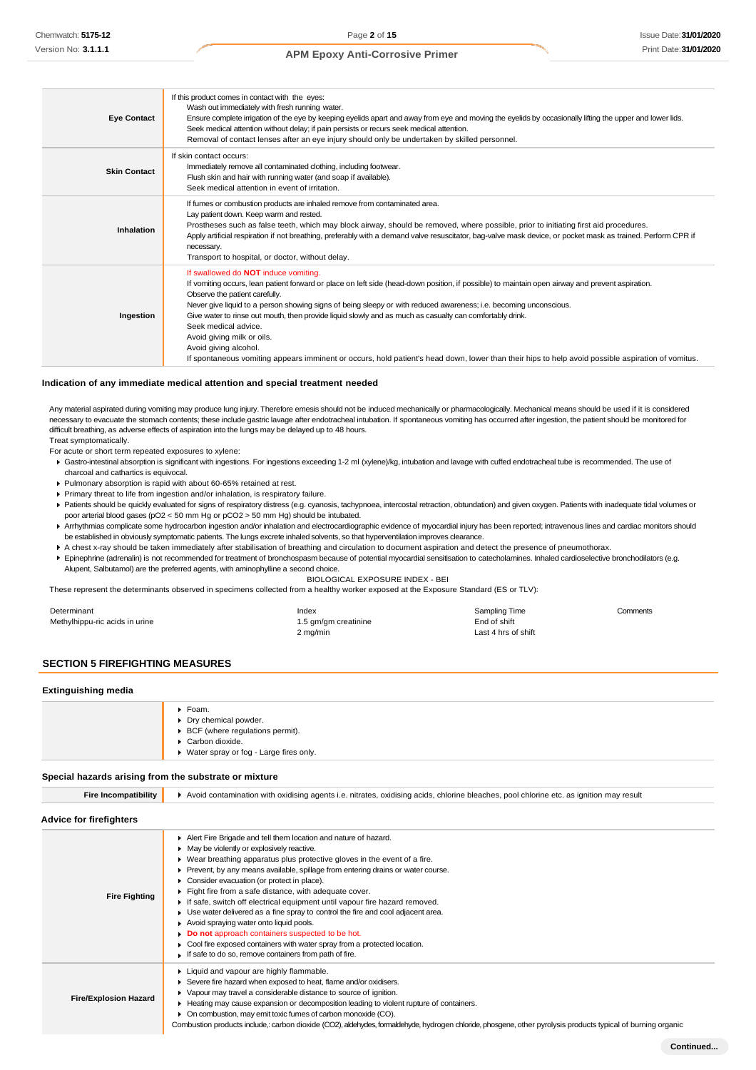| | |
|---|---|
| **Eye Contact** | If this product comes in contact with the eyes:<br>Wash out immediately with fresh running water.<br>Ensure complete irrigation of the eye by keeping eyelids apart and away from eye and moving the eyelids by occasionally lifting the upper and lower lids.<br>Seek medical attention without delay; if pain persists or recurs seek medical attention.<br>Removal of contact lenses after an eye injury should only be undertaken by skilled personnel. |
| **Skin Contact** | If skin contact occurs:<br>Immediately remove all contaminated clothing, including footwear.<br>Flush skin and hair with running water (and soap if available).<br>Seek medical attention in event of irritation. |
| **Inhalation** | If fumes or combustion products are inhaled remove from contaminated area.<br>Lay patient down. Keep warm and rested.<br>Prostheses such as false teeth, which may block airway, should be removed, where possible, prior to initiating first aid procedures.<br>Apply artificial respiration if not breathing, preferably with a demand valve resuscitator, bag-valve mask device, or pocket mask as trained. Perform CPR if necessary.<br>Transport to hospital, or doctor, without delay. |
| **Ingestion** | If swallowed do **NOT** induce vomiting.<br>If vomiting occurs, lean patient forward or place on left side (head-down position, if possible) to maintain open airway and prevent aspiration.<br>Observe the patient carefully.<br>Never give liquid to a person showing signs of being sleepy or with reduced awareness; i.e. becoming unconscious.<br>Give water to rinse out mouth, then provide liquid slowly and as much as casualty can comfortably drink.<br>Seek medical advice.<br>Avoid giving milk or oils.<br>Avoid giving alcohol.<br>If spontaneous vomiting appears imminent or occurs, hold patient's head down, lower than their hips to help avoid possible aspiration of vomitus. |

### Indication of any immediate medical attention and special treatment needed

Any material aspirated during vomiting may produce lung injury. Therefore emesis should not be induced mechanically or pharmacologically. Mechanical means should be used if it is considered necessary to evacuate the stomach contents; these include gastric lavage after endotracheal intubation. If spontaneous vomiting has occurred after ingestion, the patient should be monitored for difficult breathing, as adverse effects of aspiration into the lungs may be delayed up to 48 hours.

Treat symptomatically.

For acute or short term repeated exposures to xylene:

- Gastro-intestinal absorption is significant with ingestions. For ingestions exceeding 1-2 ml (xylene)/kg, intubation and lavage with cuffed endotracheal tube is recommended. The use of charcoal and cathartics is equivocal.
- Pulmonary absorption is rapid with about 60-65% retained at rest.
- Primary threat to life from ingestion and/or inhalation, is respiratory failure.
- Patients should be quickly evaluated for signs of respiratory distress (e.g. cyanosis, tachypnoea, intercostal retraction, obtundation) and given oxygen. Patients with inadequate tidal volumes or poor arterial blood gases ($pO_2$ < 50 mm Hg or $pCO_2$ > 50 mm Hg) should be intubated.
- Arrhythmias complicate some hydrocarbon ingestion and/or inhalation and electrocardiographic evidence of myocardial injury has been reported; intravenous lines and cardiac monitors should be established in obviously symptomatic patients. The lungs excrete inhaled solvents, so that hyperventilation improves clearance.
- A chest x-ray should be taken immediately after stabilisation of breathing and circulation to document aspiration and detect the presence of pneumothorax.
- Epinephrine (adrenalin) is not recommended for treatment of bronchospasm because of potential myocardial sensitisation to catecholamines. Inhaled cardioselective bronchodilators (e.g. Alupent, Salbutamol) are the preferred agents, with aminophylline a second choice.

BIOLOGICAL EXPOSURE INDEX - BEI

These represent the determinants observed in specimens collected from a healthy worker exposed at the Exposure Standard (ES or TLV):

| Determinant | Index | Sampling Time | Comments |
|---|---|---|---|
| Methylhippu-ric acids in urine | 1.5 gm/gm creatinine | End of shift | |
| | 2 mg/min | Last 4 hrs of shift | |

## SECTION 5 FIREFIGHTING MEASURES

### Extinguishing media

- Foam.
- Dry chemical powder.
- BCF (where regulations permit).
- Carbon dioxide.
- Water spray or fog - Large fires only.

### Special hazards arising from the substrate or mixture

| | |
|---|---|
| **Fire Incompatibility** | Avoid contamination with oxidising agents i.e. nitrates, oxidising acids, chlorine bleaches, pool chlorine etc. as ignition may result |

### Advice for firefighters

| | |
|---|---|
| **Fire Fighting** | Alert Fire Brigade and tell them location and nature of hazard.<br>May be violently or explosively reactive.<br>Wear breathing apparatus plus protective gloves in the event of a fire.<br>Prevent, by any means available, spillage from entering drains or water course.<br>Consider evacuation (or protect in place).<br>Fight fire from a safe distance, with adequate cover.<br>If safe, switch off electrical equipment until vapour fire hazard removed.<br>Use water delivered as a fine spray to control the fire and cool adjacent area.<br>Avoid spraying water onto liquid pools.<br>**Do not** approach containers suspected to be hot.<br>Cool fire exposed containers with water spray from a protected location.<br>If safe to do so, remove containers from path of fire. |
| **Fire/Explosion Hazard** | Liquid and vapour are highly flammable.<br>Severe fire hazard when exposed to heat, flame and/or oxidisers.<br>Vapour may travel a considerable distance to source of ignition.<br>Heating may cause expansion or decomposition leading to violent rupture of containers.<br>On combustion, may emit toxic fumes of carbon monoxide (CO).<br>Combustion products include,: carbon dioxide ($CO_2$), aldehydes, formaldehyde, hydrogen chloride, phosgene, other pyrolysis products typical of burning organic |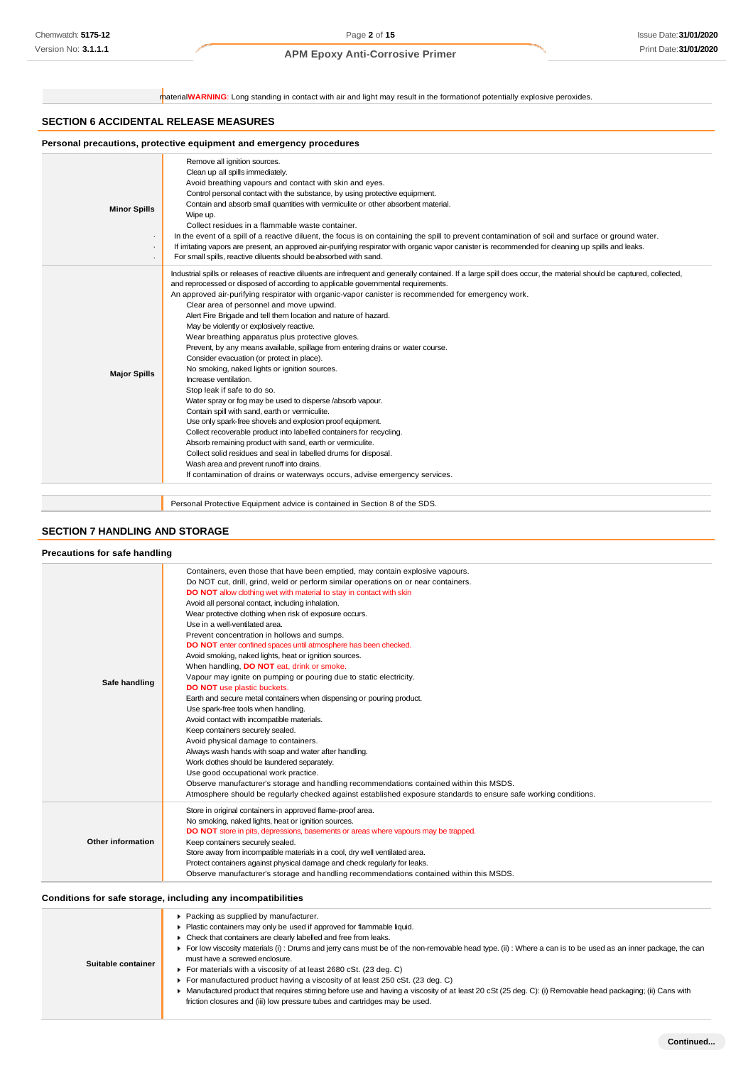| | materialWARNING: Long standing in contact with air and light may result in the formationof potentially explosive peroxides. |
|---|---|

## SECTION 6 ACCIDENTAL RELEASE MEASURES

### Personal precautions, protective equipment and emergency procedures

| | |
|---|---|
| **Minor Spills** | Remove all ignition sources.<br>Clean up all spills immediately.<br>Avoid breathing vapours and contact with skin and eyes.<br>Control personal contact with the substance, by using protective equipment.<br>Contain and absorb small quantities with vermiculite or other absorbent material.<br>Wipe up.<br>Collect residues in a flammable waste container.<br>In the event of a spill of a reactive diluent, the focus is on containing the spill to prevent contamination of soil and surface or ground water.<br>If irritating vapors are present, an approved air-purifying respirator with organic vapor canister is recommended for cleaning up spills and leaks.<br>For small spills, reactive diluents should be absorbed with sand. |
| **Major Spills** | Industrial spills or releases of reactive diluents are infrequent and generally contained. If a large spill does occur, the material should be captured, collected, and reprocessed or disposed of according to applicable governmental requirements.<br>An approved air-purifying respirator with organic-vapor canister is recommended for emergency work.<br>Clear area of personnel and move upwind.<br>Alert Fire Brigade and tell them location and nature of hazard.<br>May be violently or explosively reactive.<br>Wear breathing apparatus plus protective gloves.<br>Prevent, by any means available, spillage from entering drains or water course.<br>Consider evacuation (or protect in place).<br>No smoking, naked lights or ignition sources.<br>Increase ventilation.<br>Stop leak if safe to do so.<br>Water spray or fog may be used to disperse /absorb vapour.<br>Contain spill with sand, earth or vermiculite.<br>Use only spark-free shovels and explosion proof equipment.<br>Collect recoverable product into labelled containers for recycling.<br>Absorb remaining product with sand, earth or vermiculite.<br>Collect solid residues and seal in labelled drums for disposal.<br>Wash area and prevent runoff into drains.<br>If contamination of drains or waterways occurs, advise emergency services. |

| | Personal Protective Equipment advice is contained in Section 8 of the SDS. |
|---|---|

## SECTION 7 HANDLING AND STORAGE

### Precautions for safe handling

| | |
|---|---|
| **Safe handling** | Containers, even those that have been emptied, may contain explosive vapours.<br>Do NOT cut, drill, grind, weld or perform similar operations on or near containers.<br>**DO NOT** allow clothing wet with material to stay in contact with skin<br>Avoid all personal contact, including inhalation.<br>Wear protective clothing when risk of exposure occurs.<br>Use in a well-ventilated area.<br>Prevent concentration in hollows and sumps.<br>**DO NOT** enter confined spaces until atmosphere has been checked.<br>Avoid smoking, naked lights, heat or ignition sources.<br>When handling, **DO NOT** eat, drink or smoke.<br>Vapour may ignite on pumping or pouring due to static electricity.<br>**DO NOT** use plastic buckets.<br>Earth and secure metal containers when dispensing or pouring product.<br>Use spark-free tools when handling.<br>Avoid contact with incompatible materials.<br>Keep containers securely sealed.<br>Avoid physical damage to containers.<br>Always wash hands with soap and water after handling.<br>Work clothes should be laundered separately.<br>Use good occupational work practice.<br>Observe manufacturer's storage and handling recommendations contained within this MSDS.<br>Atmosphere should be regularly checked against established exposure standards to ensure safe working conditions. |
| **Other information** | Store in original containers in approved flame-proof area.<br>No smoking, naked lights, heat or ignition sources.<br>**DO NOT** store in pits, depressions, basements or areas where vapours may be trapped.<br>Keep containers securely sealed.<br>Store away from incompatible materials in a cool, dry well ventilated area.<br>Protect containers against physical damage and check regularly for leaks.<br>Observe manufacturer's storage and handling recommendations contained within this MSDS. |

### Conditions for safe storage, including any incompatibilities

| | |
|---|---|
| **Suitable container** | - Packing as supplied by manufacturer.<br>- Plastic containers may only be used if approved for flammable liquid.<br>- Check that containers are clearly labelled and free from leaks.<br>- For low viscosity materials (i) : Drums and jerry cans must be of the non-removable head type. (ii) : Where a can is to be used as an inner package, the can must have a screwed enclosure.<br>- For materials with a viscosity of at least 2680 cSt. (23 deg. C)<br>- For manufactured product having a viscosity of at least 250 cSt. (23 deg. C)<br>- Manufactured product that requires stirring before use and having a viscosity of at least 20 cSt (25 deg. C): (i) Removable head packaging; (ii) Cans with friction closures and (iii) low pressure tubes and cartridges may be used. |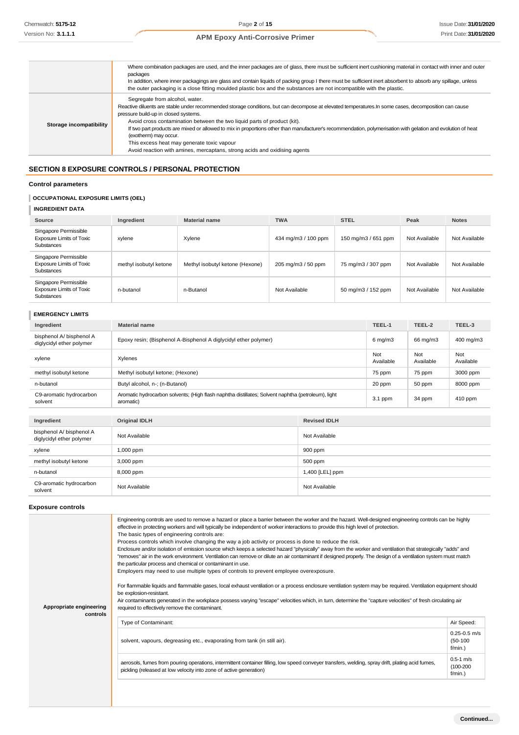| | |
|---|---|
| | Where combination packages are used, and the inner packages are of glass, there must be sufficient inert cushioning material in contact with inner and outer packages<br>In addition, where inner packagings are glass and contain liquids of packing group I there must be sufficient inert absorbent to absorb any spillage, unless the outer packaging is a close fitting moulded plastic box and the substances are not incompatible with the plastic. |
| **Storage incompatibility** | Segregate from alcohol, water.<br>Reactive diluents are stable under recommended storage conditions, but can decompose at elevated temperatures.In some cases, decomposition can cause pressure build-up in closed systems.<br>Avoid cross contamination between the two liquid parts of product (kit).<br>If two part products are mixed or allowed to mix in proportions other than manufacturer's recommendation, polymerisation with gelation and evolution of heat (exotherm) may occur.<br>This excess heat may generate toxic vapour<br>Avoid reaction with amines, mercaptans, strong acids and oxidising agents |

## SECTION 8 EXPOSURE CONTROLS / PERSONAL PROTECTION

### Control parameters

#### OCCUPATIONAL EXPOSURE LIMITS (OEL)

#### INGREDIENT DATA

| Source | Ingredient | Material name | TWA | STEL | Peak | Notes |
|---|---|---|---|---|---|---|
| Singapore Permissible Exposure Limits of Toxic Substances | xylene | Xylene | 434 mg/m3 / 100 ppm | 150 mg/m3 / 651 ppm | Not Available | Not Available |
| Singapore Permissible Exposure Limits of Toxic Substances | methyl isobutyl ketone | Methyl isobutyl ketone (Hexone) | 205 mg/m3 / 50 ppm | 75 mg/m3 / 307 ppm | Not Available | Not Available |
| Singapore Permissible Exposure Limits of Toxic Substances | n-butanol | n-Butanol | Not Available | 50 mg/m3 / 152 ppm | Not Available | Not Available |

#### EMERGENCY LIMITS

| Ingredient | Material name | TEEL-1 | TEEL-2 | TEEL-3 |
|---|---|---|---|---|
| bisphenol A/ bisphenol A diglycidyl ether polymer | Epoxy resin; (Bisphenol A-Bisphenol A diglycidyl ether polymer) | 6 mg/m3 | 66 mg/m3 | 400 mg/m3 |
| xylene | Xylenes | Not Available | Not Available | Not Available |
| methyl isobutyl ketone | Methyl isobutyl ketone; (Hexone) | 75 ppm | 75 ppm | 3000 ppm |
| n-butanol | Butyl alcohol, n-; (n-Butanol) | 20 ppm | 50 ppm | 8000 ppm |
| C9-aromatic hydrocarbon solvent | Aromatic hydrocarbon solvents; (High flash naphtha distillates; Solvent naphtha (petroleum), light aromatic) | 3.1 ppm | 34 ppm | 410 ppm |

| Ingredient | Original IDLH | Revised IDLH |
|---|---|---|
| bisphenol A/ bisphenol A diglycidyl ether polymer | Not Available | Not Available |
| xylene | 1,000 ppm | 900 ppm |
| methyl isobutyl ketone | 3,000 ppm | 500 ppm |
| n-butanol | 8,000 ppm | 1,400 [LEL] ppm |
| C9-aromatic hydrocarbon solvent | Not Available | Not Available |

### Exposure controls

**Appropriate engineering controls**

Engineering controls are used to remove a hazard or place a barrier between the worker and the hazard. Well-designed engineering controls can be highly effective in protecting workers and will typically be independent of worker interactions to provide this high level of protection.
The basic types of engineering controls are:
Process controls which involve changing the way a job activity or process is done to reduce the risk.
Enclosure and/or isolation of emission source which keeps a selected hazard "physically" away from the worker and ventilation that strategically "adds" and "removes" air in the work environment. Ventilation can remove or dilute an air contaminant if designed properly. The design of a ventilation system must match the particular process and chemical or contaminant in use.
Employers may need to use multiple types of controls to prevent employee overexposure.

For flammable liquids and flammable gases, local exhaust ventilation or a process enclosure ventilation system may be required. Ventilation equipment should be explosion-resistant.
Air contaminants generated in the workplace possess varying "escape" velocities which, in turn, determine the "capture velocities" of fresh circulating air required to effectively remove the contaminant.

| Type of Contaminant: | Air Speed: |
|---|---|
| solvent, vapours, degreasing etc., evaporating from tank (in still air). | 0.25-0.5 m/s (50-100 f/min.) |
| aerosols, fumes from pouring operations, intermittent container filling, low speed conveyer transfers, welding, spray drift, plating acid fumes, pickling (released at low velocity into zone of active generation) | 0.5-1 m/s (100-200 f/min.) |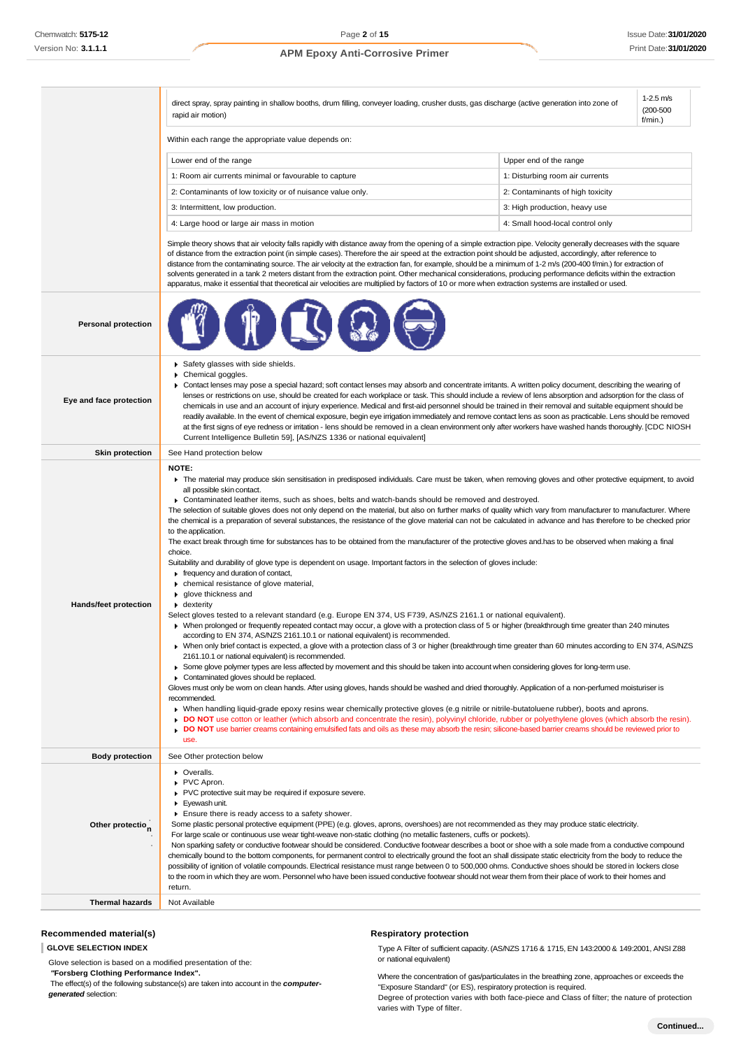| | | |
|---|---|---|
| | direct spray, spray painting in shallow booths, drum filling, conveyer loading, crusher dusts, gas discharge (active generation into zone of rapid air motion) | 1-2.5 m/s (200-500 f/min.) |

Within each range the appropriate value depends on:

| Lower end of the range | Upper end of the range |
|---|---|
| 1: Room air currents minimal or favourable to capture | 1: Disturbing room air currents |
| 2: Contaminants of low toxicity or of nuisance value only. | 2: Contaminants of high toxicity |
| 3: Intermittent, low production. | 3: High production, heavy use |
| 4: Large hood or large air mass in motion | 4: Small hood-local control only |

Simple theory shows that air velocity falls rapidly with distance away from the opening of a simple extraction pipe. Velocity generally decreases with the square of distance from the extraction point (in simple cases). Therefore the air speed at the extraction point should be adjusted, accordingly, after reference to distance from the contaminating source. The air velocity at the extraction fan, for example, should be a minimum of 1-2 m/s (200-400 f/min.) for extraction of solvents generated in a tank 2 meters distant from the extraction point. Other mechanical considerations, producing performance deficits within the extraction apparatus, make it essential that theoretical air velocities are multiplied by factors of 10 or more when extraction systems are installed or used.

**Personal protection**

**Eye and face protection**

- Safety glasses with side shields.
- Chemical goggles.
- Contact lenses may pose a special hazard; soft contact lenses may absorb and concentrate irritants. A written policy document, describing the wearing of lenses or restrictions on use, should be created for each workplace or task. This should include a review of lens absorption and adsorption for the class of chemicals in use and an account of injury experience. Medical and first-aid personnel should be trained in their removal and suitable equipment should be readily available. In the event of chemical exposure, begin eye irrigation immediately and remove contact lens as soon as practicable. Lens should be removed at the first signs of eye redness or irritation - lens should be removed in a clean environment only after workers have washed hands thoroughly. [CDC NIOSH Current Intelligence Bulletin 59], [AS/NZS 1336 or national equivalent]

**Skin protection**

See Hand protection below

**Hands/feet protection**

**NOTE:**

- The material may produce skin sensitisation in predisposed individuals. Care must be taken, when removing gloves and other protective equipment, to avoid all possible skin contact.
- Contaminated leather items, such as shoes, belts and watch-bands should be removed and destroyed.

The selection of suitable gloves does not only depend on the material, but also on further marks of quality which vary from manufacturer to manufacturer. Where the chemical is a preparation of several substances, the resistance of the glove material can not be calculated in advance and has therefore to be checked prior to the application.

The exact break through time for substances has to be obtained from the manufacturer of the protective gloves and.has to be observed when making a final choice.

Suitability and durability of glove type is dependent on usage. Important factors in the selection of gloves include:

- frequency and duration of contact,
- chemical resistance of glove material,
- glove thickness and
- dexterity

Select gloves tested to a relevant standard (e.g. Europe EN 374, US F739, AS/NZS 2161.1 or national equivalent).

- When prolonged or frequently repeated contact may occur, a glove with a protection class of 5 or higher (breakthrough time greater than 240 minutes according to EN 374, AS/NZS 2161.10.1 or national equivalent) is recommended.
- When only brief contact is expected, a glove with a protection class of 3 or higher (breakthrough time greater than 60 minutes according to EN 374, AS/NZS 2161.10.1 or national equivalent) is recommended.
- Some glove polymer types are less affected by movement and this should be taken into account when considering gloves for long-term use.
- Contaminated gloves should be replaced.

Gloves must only be worn on clean hands. After using gloves, hands should be washed and dried thoroughly. Application of a non-perfumed moisturiser is recommended.

- When handling liquid-grade epoxy resins wear chemically protective gloves (e.g nitrile or nitrile-butatoluene rubber), boots and aprons.
- **DO NOT** use cotton or leather (which absorb and concentrate the resin), polyvinyl chloride, rubber or polyethylene gloves (which absorb the resin).
- **DO NOT** use barrier creams containing emulsified fats and oils as these may absorb the resin; silicone-based barrier creams should be reviewed prior to use.

**Body protection**

See Other protection below

**Other protection**

- Overalls.
- PVC Apron.
- PVC protective suit may be required if exposure severe.
- Eyewash unit.
- Ensure there is ready access to a safety shower.

Some plastic personal protective equipment (PPE) (e.g. gloves, aprons, overshoes) are not recommended as they may produce static electricity.

For large scale or continuous use wear tight-weave non-static clothing (no metallic fasteners, cuffs or pockets).

Non sparking safety or conductive footwear should be considered. Conductive footwear describes a boot or shoe with a sole made from a conductive compound chemically bound to the bottom components, for permanent control to electrically ground the foot an shall dissipate static electricity from the body to reduce the possibility of ignition of volatile compounds. Electrical resistance must range between 0 to 500,000 ohms. Conductive shoes should be stored in lockers close to the room in which they are worn. Personnel who have been issued conductive footwear should not wear them from their place of work to their homes and return.

**Thermal hazards**

Not Available

### Recommended material(s)

**GLOVE SELECTION INDEX**

Glove selection is based on a modified presentation of the:

**"Forsberg Clothing Performance Index".**

The effect(s) of the following substance(s) are taken into account in the ***computer-generated*** selection:

### Respiratory protection

Type A Filter of sufficient capacity. (AS/NZS 1716 & 1715, EN 143:2000 & 149:2001, ANSI Z88 or national equivalent)

Where the concentration of gas/particulates in the breathing zone, approaches or exceeds the "Exposure Standard" (or ES), respiratory protection is required.

Degree of protection varies with both face-piece and Class of filter; the nature of protection varies with Type of filter.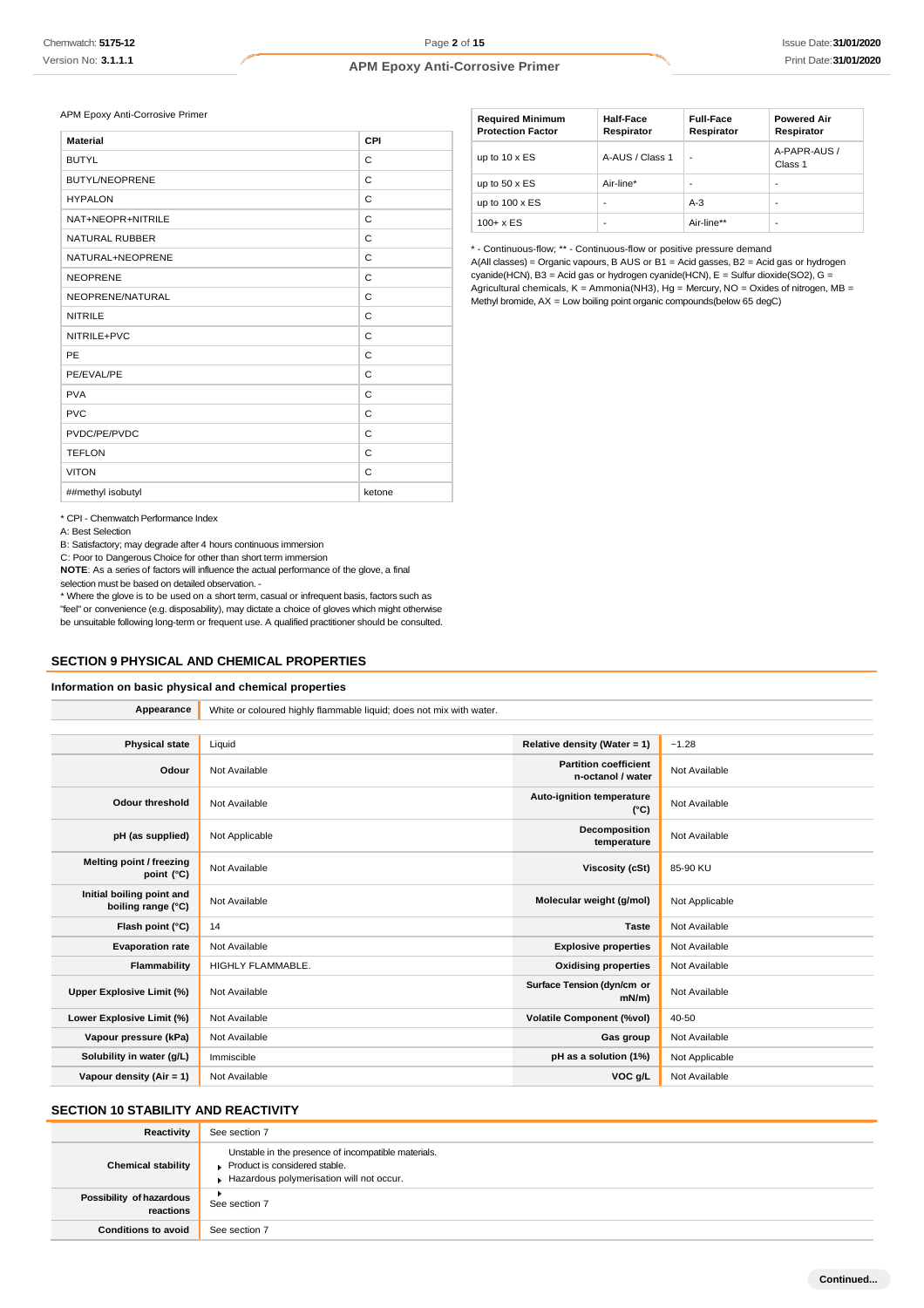APM Epoxy Anti-Corrosive Primer

| Material | CPI |
|---|---|
| BUTYL | C |
| BUTYL/NEOPRENE | C |
| HYPALON | C |
| NAT+NEOPR+NITRILE | C |
| NATURAL RUBBER | C |
| NATURAL+NEOPRENE | C |
| NEOPRENE | C |
| NEOPRENE/NATURAL | C |
| NITRILE | C |
| NITRILE+PVC | C |
| PE | C |
| PE/EVAL/PE | C |
| PVA | C |
| PVC | C |
| PVDC/PE/PVDC | C |
| TEFLON | C |
| VITON | C |
| ##methyl isobutyl | ketone |

* CPI - Chemwatch Performance Index

A: Best Selection

B: Satisfactory; may degrade after 4 hours continuous immersion

C: Poor to Dangerous Choice for other than short term immersion

**NOTE**: As a series of factors will influence the actual performance of the glove, a final selection must be based on detailed observation. -

* Where the glove is to be used on a short term, casual or infrequent basis, factors such as "feel" or convenience (e.g. disposability), may dictate a choice of gloves which might otherwise be unsuitable following long-term or frequent use. A qualified practitioner should be consulted.

| Required Minimum Protection Factor | Half-Face Respirator | Full-Face Respirator | Powered Air Respirator |
|---|---|---|---|
| up to 10 x ES | A-AUS / Class 1 | - | A-PAPR-AUS / Class 1 |
| up to 50 x ES | Air-line* | - | - |
| up to 100 x ES | - | A-3 | - |
| 100+ x ES | - | Air-line** | - |

* - Continuous-flow; ** - Continuous-flow or positive pressure demand

A(All classes) = Organic vapours, B AUS or B1 = Acid gasses, B2 = Acid gas or hydrogen cyanide(HCN), B3 = Acid gas or hydrogen cyanide(HCN), E = Sulfur dioxide(SO2), G = Agricultural chemicals, K = Ammonia(NH3), Hg = Mercury, NO = Oxides of nitrogen, MB = Methyl bromide, AX = Low boiling point organic compounds(below 65 degC)

## SECTION 9 PHYSICAL AND CHEMICAL PROPERTIES

### Information on basic physical and chemical properties

| Appearance | White or coloured highly flammable liquid; does not mix with water. | | |
|---|---|---|---|
| Physical state | Liquid | Relative density (Water = 1) | ~1.28 |
| Odour | Not Available | Partition coefficient n-octanol / water | Not Available |
| Odour threshold | Not Available | Auto-ignition temperature (°C) | Not Available |
| pH (as supplied) | Not Applicable | Decomposition temperature | Not Available |
| Melting point / freezing point (°C) | Not Available | Viscosity (cSt) | 85-90 KU |
| Initial boiling point and boiling range (°C) | Not Available | Molecular weight (g/mol) | Not Applicable |
| Flash point (°C) | 14 | Taste | Not Available |
| Evaporation rate | Not Available | Explosive properties | Not Available |
| Flammability | HIGHLY FLAMMABLE. | Oxidising properties | Not Available |
| Upper Explosive Limit (%) | Not Available | Surface Tension (dyn/cm or mN/m) | Not Available |
| Lower Explosive Limit (%) | Not Available | Volatile Component (%vol) | 40-50 |
| Vapour pressure (kPa) | Not Available | Gas group | Not Available |
| Solubility in water (g/L) | Immiscible | pH as a solution (1%) | Not Applicable |
| Vapour density (Air = 1) | Not Available | VOC g/L | Not Available |

## SECTION 10 STABILITY AND REACTIVITY

| Reactivity | See section 7 |
|---|---|
| Chemical stability | Unstable in the presence of incompatible materials.<br>▸ Product is considered stable.<br>▸ Hazardous polymerisation will not occur. |
| Possibility of hazardous reactions | ▸<br>See section 7 |
| Conditions to avoid | See section 7 |

Continued...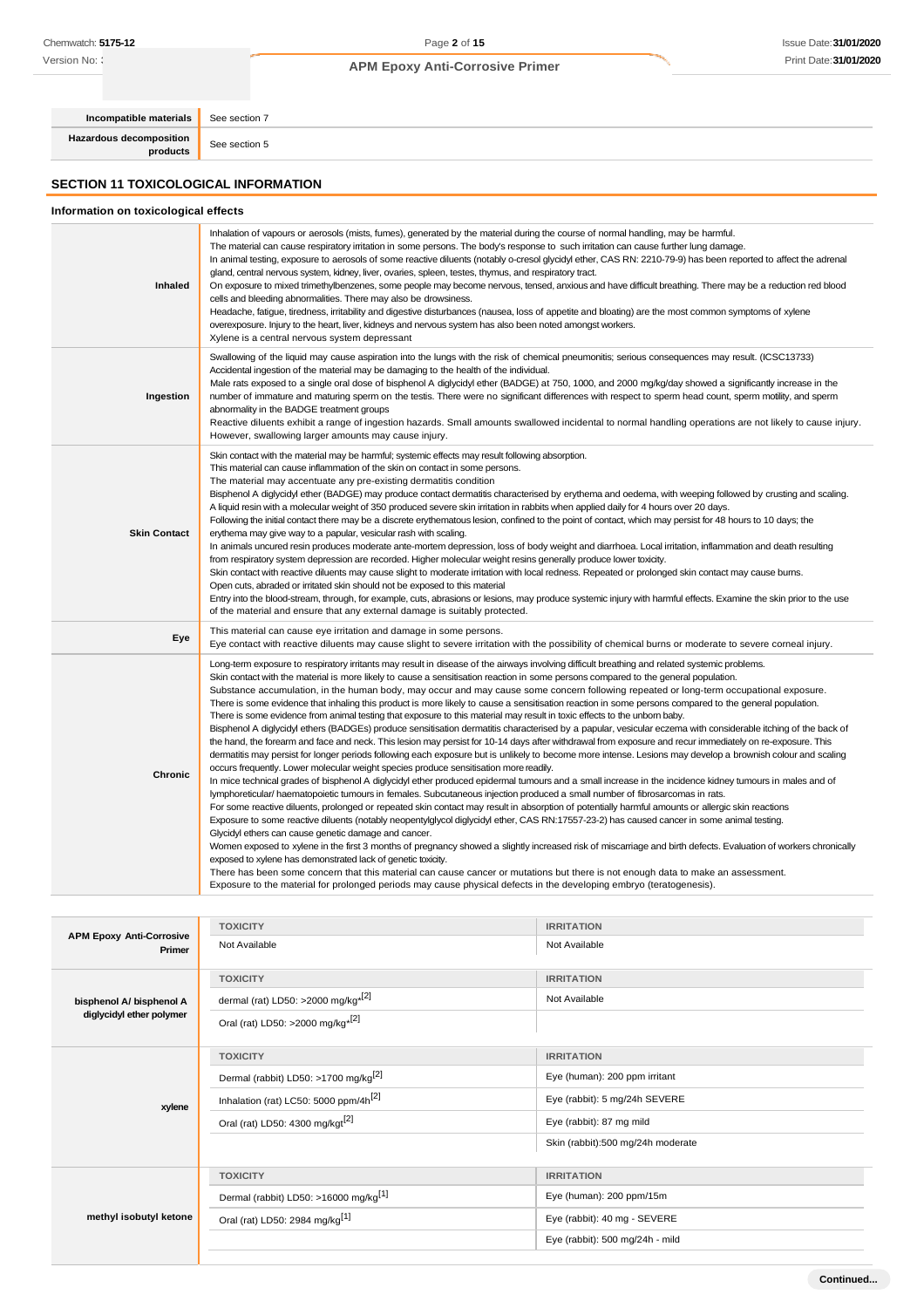| | |
|---|---|
| **Incompatible materials** | See section 7 |
| **Hazardous decomposition products** | See section 5 |

## SECTION 11 TOXICOLOGICAL INFORMATION

### Information on toxicological effects

| | |
|---|---|
| **Inhaled** | Inhalation of vapours or aerosols (mists, fumes), generated by the material during the course of normal handling, may be harmful.<br>The material can cause respiratory irritation in some persons. The body's response to such irritation can cause further lung damage.<br>In animal testing, exposure to aerosols of some reactive diluents (notably o-cresol glycidyl ether, CAS RN: 2210-79-9) has been reported to affect the adrenal gland, central nervous system, kidney, liver, ovaries, spleen, testes, thymus, and respiratory tract.<br>On exposure to mixed trimethylbenzenes, some people may become nervous, tensed, anxious and have difficult breathing. There may be a reduction red blood cells and bleeding abnormalities. There may also be drowsiness.<br>Headache, fatigue, tiredness, irritability and digestive disturbances (nausea, loss of appetite and bloating) are the most common symptoms of xylene overexposure. Injury to the heart, liver, kidneys and nervous system has also been noted amongst workers.<br>Xylene is a central nervous system depressant |
| **Ingestion** | Swallowing of the liquid may cause aspiration into the lungs with the risk of chemical pneumonitis; serious consequences may result. (ICSC13733)<br>Accidental ingestion of the material may be damaging to the health of the individual.<br>Male rats exposed to a single oral dose of bisphenol A diglycidyl ether (BADGE) at 750, 1000, and 2000 mg/kg/day showed a significantly increase in the number of immature and maturing sperm on the testis. There were no significant differences with respect to sperm head count, sperm motility, and sperm abnormality in the BADGE treatment groups<br>Reactive diluents exhibit a range of ingestion hazards. Small amounts swallowed incidental to normal handling operations are not likely to cause injury. However, swallowing larger amounts may cause injury. |
| **Skin Contact** | Skin contact with the material may be harmful; systemic effects may result following absorption.<br>This material can cause inflammation of the skin on contact in some persons.<br>The material may accentuate any pre-existing dermatitis condition<br>Bisphenol A diglycidyl ether (BADGE) may produce contact dermatitis characterised by erythema and oedema, with weeping followed by crusting and scaling.<br>A liquid resin with a molecular weight of 350 produced severe skin irritation in rabbits when applied daily for 4 hours over 20 days.<br>Following the initial contact there may be a discrete erythematous lesion, confined to the point of contact, which may persist for 48 hours to 10 days; the erythema may give way to a papular, vesicular rash with scaling.<br>In animals uncured resin produces moderate ante-mortem depression, loss of body weight and diarrhoea. Local irritation, inflammation and death resulting from respiratory system depression are recorded. Higher molecular weight resins generally produce lower toxicity.<br>Skin contact with reactive diluents may cause slight to moderate irritation with local redness. Repeated or prolonged skin contact may cause burns.<br>Open cuts, abraded or irritated skin should not be exposed to this material<br>Entry into the blood-stream, through, for example, cuts, abrasions or lesions, may produce systemic injury with harmful effects. Examine the skin prior to the use of the material and ensure that any external damage is suitably protected. |
| **Eye** | This material can cause eye irritation and damage in some persons.<br>Eye contact with reactive diluents may cause slight to severe irritation with the possibility of chemical burns or moderate to severe corneal injury. |
| **Chronic** | Long-term exposure to respiratory irritants may result in disease of the airways involving difficult breathing and related systemic problems.<br>Skin contact with the material is more likely to cause a sensitisation reaction in some persons compared to the general population.<br>Substance accumulation, in the human body, may occur and may cause some concern following repeated or long-term occupational exposure.<br>There is some evidence that inhaling this product is more likely to cause a sensitisation reaction in some persons compared to the general population.<br>There is some evidence from animal testing that exposure to this material may result in toxic effects to the unborn baby.<br>Bisphenol A diglycidyl ethers (BADGEs) produce sensitisation dermatitis characterised by a papular, vesicular eczema with considerable itching of the back of the hand, the forearm and face and neck. This lesion may persist for 10-14 days after withdrawal from exposure and recur immediately on re-exposure. This dermatitis may persist for longer periods following each exposure but is unlikely to become more intense. Lesions may develop a brownish colour and scaling occurs frequently. Lower molecular weight species produce sensitisation more readily.<br>In mice technical grades of bisphenol A diglycidyl ether produced epidermal tumours and a small increase in the incidence kidney tumours in males and of lymphoreticular/ haematopoietic tumours in females. Subcutaneous injection produced a small number of fibrosarcomas in rats.<br>For some reactive diluents, prolonged or repeated skin contact may result in absorption of potentially harmful amounts or allergic skin reactions<br>Exposure to some reactive diluents (notably neopentylglycol diglycidyl ether, CAS RN:17557-23-2) has caused cancer in some animal testing.<br>Glycidyl ethers can cause genetic damage and cancer.<br>Women exposed to xylene in the first 3 months of pregnancy showed a slightly increased risk of miscarriage and birth defects. Evaluation of workers chronically exposed to xylene has demonstrated lack of genetic toxicity.<br>There has been some concern that this material can cause cancer or mutations but there is not enough data to make an assessment.<br>Exposure to the material for prolonged periods may cause physical defects in the developing embryo (teratogenesis). |

| | TOXICITY | IRRITATION |
|---|---|---|
| **APM Epoxy Anti-Corrosive Primer** | Not Available | Not Available |
| **bisphenol A/ bisphenol A diglycidyl ether polymer** | **TOXICITY** | **IRRITATION** |
| | dermal (rat) LD50: >2000 mg/kg*[2] | Not Available |
| | Oral (rat) LD50: >2000 mg/kg*[2] | |
| **xylene** | **TOXICITY** | **IRRITATION** |
| | Dermal (rabbit) LD50: >1700 mg/kg[2] | Eye (human): 200 ppm irritant |
| | Inhalation (rat) LC50: 5000 ppm/4h[2] | Eye (rabbit): 5 mg/24h SEVERE |
| | Oral (rat) LD50: 4300 mg/kgt[2] | Eye (rabbit): 87 mg mild |
| | | Skin (rabbit):500 mg/24h moderate |
| **methyl isobutyl ketone** | **TOXICITY** | **IRRITATION** |
| | Dermal (rabbit) LD50: >16000 mg/kg[1] | Eye (human): 200 ppm/15m |
| | Oral (rat) LD50: 2984 mg/kg[1] | Eye (rabbit): 40 mg - SEVERE |
| | | Eye (rabbit): 500 mg/24h - mild |

Continued...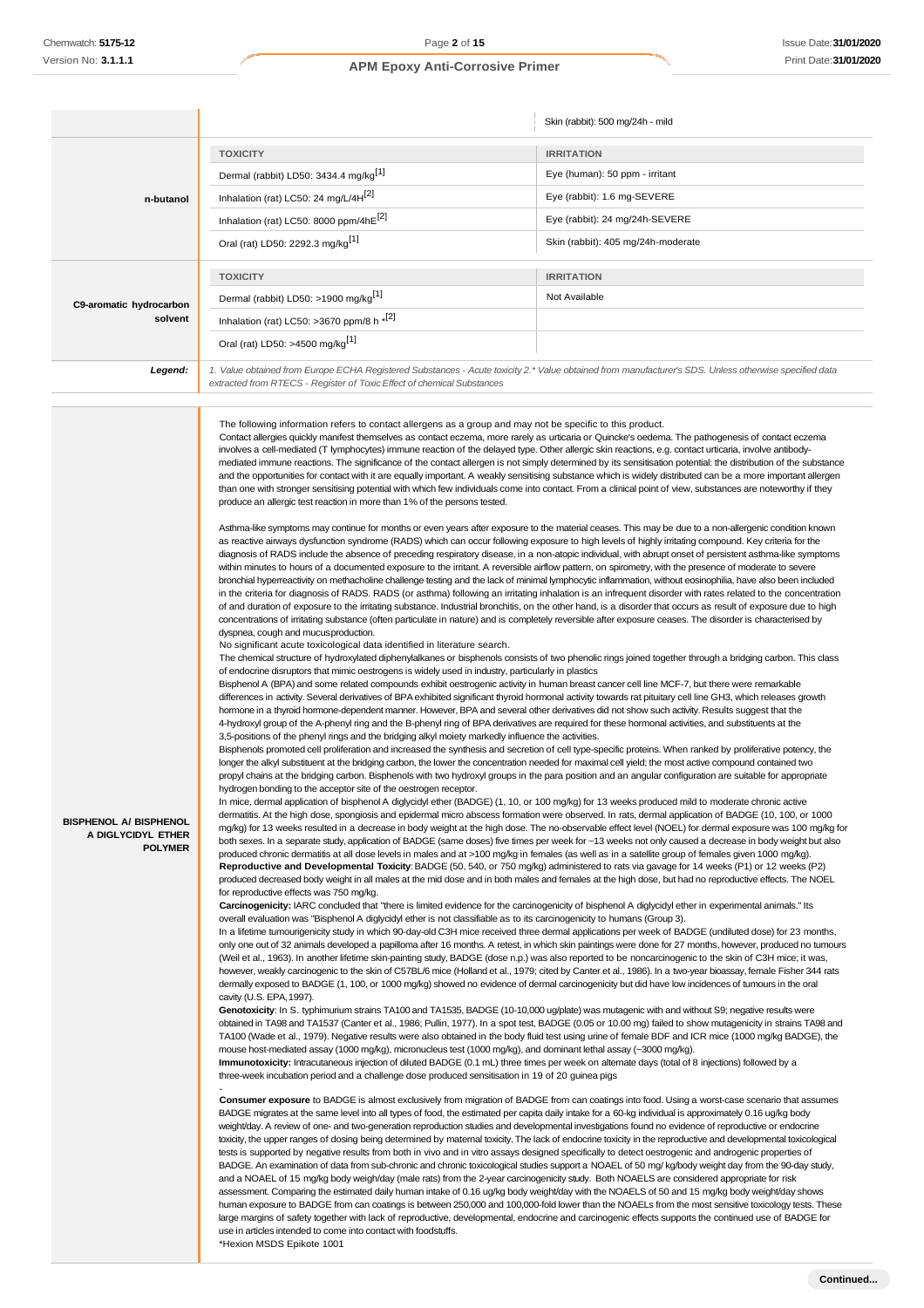| | | |
|---|---|---|
| | | Skin (rabbit): 500 mg/24h - mild |
| **n-butanol** | **TOXICITY** | **IRRITATION** |
| | Dermal (rabbit) LD50: 3434.4 mg/kg[1] | Eye (human): 50 ppm - irritant |
| | Inhalation (rat) LC50: 24 mg/L/4H[2] | Eye (rabbit): 1.6 mg-SEVERE |
| | Inhalation (rat) LC50: 8000 ppm/4hE[2] | Eye (rabbit): 24 mg/24h-SEVERE |
| | Oral (rat) LD50: 2292.3 mg/kg[1] | Skin (rabbit): 405 mg/24h-moderate |
| **C9-aromatic hydrocarbon solvent** | **TOXICITY** | **IRRITATION** |
| | Dermal (rabbit) LD50: >1900 mg/kg[1] | Not Available |
| | Inhalation (rat) LC50: >3670 ppm/8 h *[2] | |
| | Oral (rat) LD50: >4500 mg/kg[1] | |
| **Legend:** | *1. Value obtained from Europe ECHA Registered Substances - Acute toxicity 2.* Value obtained from manufacturer's SDS. Unless otherwise specified data extracted from RTECS - Register of Toxic Effect of chemical Substances* | |

**BISPHENOL A/ BISPHENOL A DIGLYCIDYL ETHER POLYMER**

The following information refers to contact allergens as a group and may not be specific to this product.
Contact allergies quickly manifest themselves as contact eczema, more rarely as urticaria or Quincke's oedema. The pathogenesis of contact eczema involves a cell-mediated (T lymphocytes) immune reaction of the delayed type. Other allergic skin reactions, e.g. contact urticaria, involve antibody-mediated immune reactions. The significance of the contact allergen is not simply determined by its sensitisation potential: the distribution of the substance and the opportunities for contact with it are equally important. A weakly sensitising substance which is widely distributed can be a more important allergen than one with stronger sensitising potential with which few individuals come into contact. From a clinical point of view, substances are noteworthy if they produce an allergic test reaction in more than 1% of the persons tested.

Asthma-like symptoms may continue for months or even years after exposure to the material ceases. This may be due to a non-allergenic condition known as reactive airways dysfunction syndrome (RADS) which can occur following exposure to high levels of highly irritating compound. Key criteria for the diagnosis of RADS include the absence of preceding respiratory disease, in a non-atopic individual, with abrupt onset of persistent asthma-like symptoms within minutes to hours of a documented exposure to the irritant. A reversible airflow pattern, on spirometry, with the presence of moderate to severe bronchial hyperreactivity on methacholine challenge testing and the lack of minimal lymphocytic inflammation, without eosinophilia, have also been included in the criteria for diagnosis of RADS. RADS (or asthma) following an irritating inhalation is an infrequent disorder with rates related to the concentration of and duration of exposure to the irritating substance. Industrial bronchitis, on the other hand, is a disorder that occurs as result of exposure due to high concentrations of irritating substance (often particulate in nature) and is completely reversible after exposure ceases. The disorder is characterised by dyspnea, cough and mucus production.
No significant acute toxicological data identified in literature search.
The chemical structure of hydroxylated diphenylalkanes or bisphenols consists of two phenolic rings joined together through a bridging carbon. This class of endocrine disruptors that mimic oestrogens is widely used in industry, particularly in plastics
Bisphenol A (BPA) and some related compounds exhibit oestrogenic activity in human breast cancer cell line MCF-7, but there were remarkable differences in activity. Several derivatives of BPA exhibited significant thyroid hormonal activity towards rat pituitary cell line GH3, which releases growth hormone in a thyroid hormone-dependent manner. However, BPA and several other derivatives did not show such activity. Results suggest that the 4-hydroxyl group of the A-phenyl ring and the B-phenyl ring of BPA derivatives are required for these hormonal activities, and substituents at the 3,5-positions of the phenyl rings and the bridging alkyl moiety markedly influence the activities.
Bisphenols promoted cell proliferation and increased the synthesis and secretion of cell type-specific proteins. When ranked by proliferative potency, the longer the alkyl substituent at the bridging carbon, the lower the concentration needed for maximal cell yield; the most active compound contained two propyl chains at the bridging carbon. Bisphenols with two hydroxyl groups in the para position and an angular configuration are suitable for appropriate hydrogen bonding to the acceptor site of the oestrogen receptor.
In mice, dermal application of bisphenol A diglycidyl ether (BADGE) (1, 10, or 100 mg/kg) for 13 weeks produced mild to moderate chronic active dermatitis. At the high dose, spongiosis and epidermal micro abscess formation were observed. In rats, dermal application of BADGE (10, 100, or 1000 mg/kg) for 13 weeks resulted in a decrease in body weight at the high dose. The no-observable effect level (NOEL) for dermal exposure was 100 mg/kg for both sexes. In a separate study, application of BADGE (same doses) five times per week for ~13 weeks not only caused a decrease in body weight but also produced chronic dermatitis at all dose levels in males and at >100 mg/kg in females (as well as in a satellite group of females given 1000 mg/kg).
**Reproductive and Developmental Toxicity**: BADGE (50, 540, or 750 mg/kg) administered to rats via gavage for 14 weeks (P1) or 12 weeks (P2) produced decreased body weight in all males at the mid dose and in both males and females at the high dose, but had no reproductive effects. The NOEL for reproductive effects was 750 mg/kg.
**Carcinogenicity:** IARC concluded that "there is limited evidence for the carcinogenicity of bisphenol A diglycidyl ether in experimental animals." Its overall evaluation was "Bisphenol A diglycidyl ether is not classifiable as to its carcinogenicity to humans (Group 3).
In a lifetime tumourigenicity study in which 90-day-old C3H mice received three dermal applications per week of BADGE (undiluted dose) for 23 months, only one out of 32 animals developed a papilloma after 16 months. A retest, in which skin paintings were done for 27 months, however, produced no tumours (Weil et al., 1963). In another lifetime skin-painting study, BADGE (dose n.p.) was also reported to be noncarcinogenic to the skin of C3H mice; it was, however, weakly carcinogenic to the skin of C57BL/6 mice (Holland et al., 1979; cited by Canter et al., 1986). In a two-year bioassay, female Fisher 344 rats dermally exposed to BADGE (1, 100, or 1000 mg/kg) showed no evidence of dermal carcinogenicity but did have low incidences of tumours in the oral cavity (U.S. EPA, 1997).
**Genotoxicity**: In S. typhimurium strains TA100 and TA1535, BADGE (10-10,000 ug/plate) was mutagenic with and without S9; negative results were obtained in TA98 and TA1537 (Canter et al., 1986; Pullin, 1977). In a spot test, BADGE (0.05 or 10.00 mg) failed to show mutagenicity in strains TA98 and TA100 (Wade et al., 1979). Negative results were also obtained in the body fluid test using urine of female BDF and ICR mice (1000 mg/kg BADGE), the mouse host-mediated assay (1000 mg/kg), micronucleus test (1000 mg/kg), and dominant lethal assay (~3000 mg/kg).
**Immunotoxicity:** Intracutaneous injection of diluted BADGE (0.1 mL) three times per week on alternate days (total of 8 injections) followed by a three-week incubation period and a challenge dose produced sensitisation in 19 of 20 guinea pigs
-
**Consumer exposure** to BADGE is almost exclusively from migration of BADGE from can coatings into food. Using a worst-case scenario that assumes BADGE migrates at the same level into all types of food, the estimated per capita daily intake for a 60-kg individual is approximately 0.16 ug/kg body weight/day. A review of one- and two-generation reproduction studies and developmental investigations found no evidence of reproductive or endocrine toxicity, the upper ranges of dosing being determined by maternal toxicity. The lack of endocrine toxicity in the reproductive and developmental toxicological tests is supported by negative results from both in vivo and in vitro assays designed specifically to detect oestrogenic and androgenic properties of BADGE. An examination of data from sub-chronic and chronic toxicological studies support a NOAEL of 50 mg/ kg/body weight day from the 90-day study, and a NOAEL of 15 mg/kg body weigh/day (male rats) from the 2-year carcinogenicity study. Both NOAELS are considered appropriate for risk assessment. Comparing the estimated daily human intake of 0.16 ug/kg body weight/day with the NOAELS of 50 and 15 mg/kg body weight/day shows human exposure to BADGE from can coatings is between 250,000 and 100,000-fold lower than the NOAELs from the most sensitive toxicology tests. These large margins of safety together with lack of reproductive, developmental, endocrine and carcinogenic effects supports the continued use of BADGE for use in articles intended to come into contact with foodstuffs.
*Hexion MSDS Epikote 1001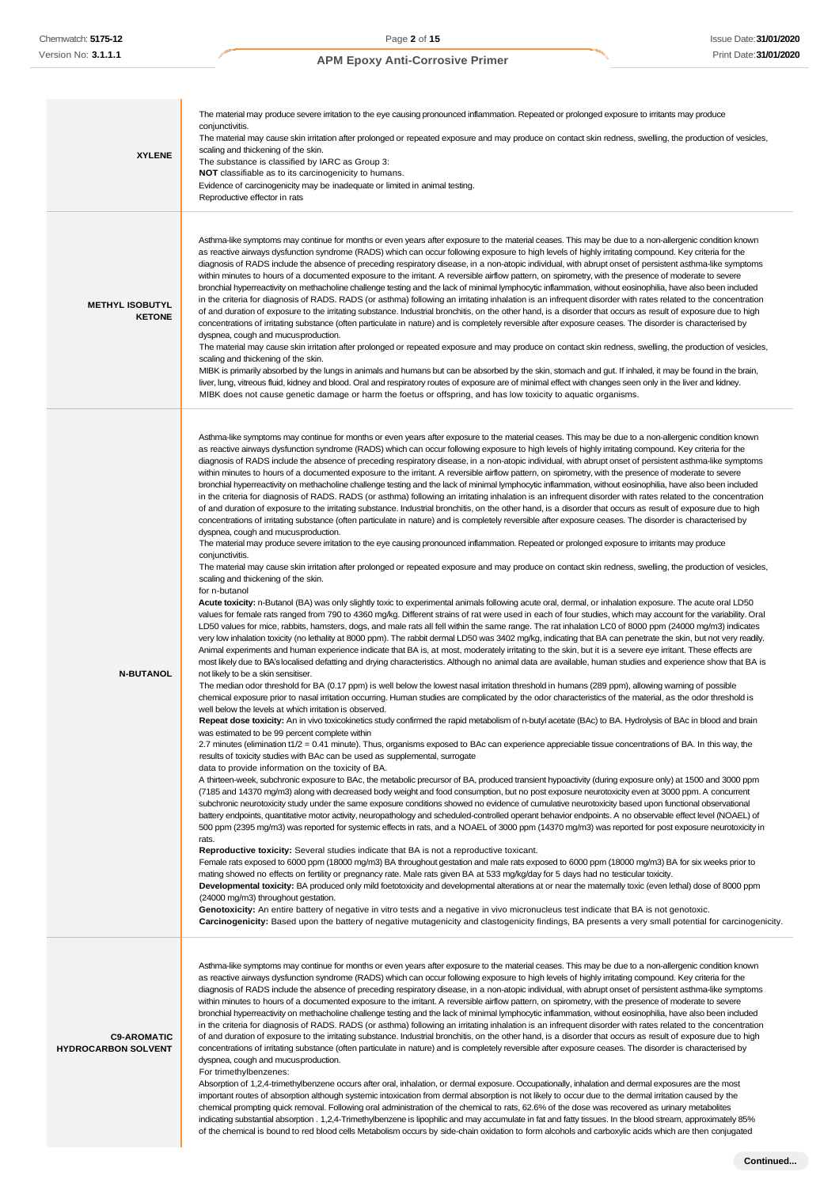| | |
|---|---|
| **XYLENE** | The material may produce severe irritation to the eye causing pronounced inflammation. Repeated or prolonged exposure to irritants may produce conjunctivitis.<br>The material may cause skin irritation after prolonged or repeated exposure and may produce on contact skin redness, swelling, the production of vesicles, scaling and thickening of the skin.<br>The substance is classified by IARC as Group 3:<br>**NOT** classifiable as to its carcinogenicity to humans.<br>Evidence of carcinogenicity may be inadequate or limited in animal testing.<br>Reproductive effector in rats |
| **METHYL ISOBUTYL KETONE** | Asthma-like symptoms may continue for months or even years after exposure to the material ceases. This may be due to a non-allergenic condition known as reactive airways dysfunction syndrome (RADS) which can occur following exposure to high levels of highly irritating compound. Key criteria for the diagnosis of RADS include the absence of preceding respiratory disease, in a non-atopic individual, with abrupt onset of persistent asthma-like symptoms within minutes to hours of a documented exposure to the irritant. A reversible airflow pattern, on spirometry, with the presence of moderate to severe bronchial hyperreactivity on methacholine challenge testing and the lack of minimal lymphocytic inflammation, without eosinophilia, have also been included in the criteria for diagnosis of RADS. RADS (or asthma) following an irritating inhalation is an infrequent disorder with rates related to the concentration of and duration of exposure to the irritating substance. Industrial bronchitis, on the other hand, is a disorder that occurs as result of exposure due to high concentrations of irritating substance (often particulate in nature) and is completely reversible after exposure ceases. The disorder is characterised by dyspnea, cough and mucus production.<br>The material may cause skin irritation after prolonged or repeated exposure and may produce on contact skin redness, swelling, the production of vesicles, scaling and thickening of the skin.<br>MIBK is primarily absorbed by the lungs in animals and humans but can be absorbed by the skin, stomach and gut. If inhaled, it may be found in the brain, liver, lung, vitreous fluid, kidney and blood. Oral and respiratory routes of exposure are of minimal effect with changes seen only in the liver and kidney.<br>MIBK does not cause genetic damage or harm the foetus or offspring, and has low toxicity to aquatic organisms. |
| **N-BUTANOL** | Asthma-like symptoms may continue for months or even years after exposure to the material ceases. This may be due to a non-allergenic condition known as reactive airways dysfunction syndrome (RADS) which can occur following exposure to high levels of highly irritating compound. Key criteria for the diagnosis of RADS include the absence of preceding respiratory disease, in a non-atopic individual, with abrupt onset of persistent asthma-like symptoms within minutes to hours of a documented exposure to the irritant. A reversible airflow pattern, on spirometry, with the presence of moderate to severe bronchial hyperreactivity on methacholine challenge testing and the lack of minimal lymphocytic inflammation, without eosinophilia, have also been included in the criteria for diagnosis of RADS. RADS (or asthma) following an irritating inhalation is an infrequent disorder with rates related to the concentration of and duration of exposure to the irritating substance. Industrial bronchitis, on the other hand, is a disorder that occurs as result of exposure due to high concentrations of irritating substance (often particulate in nature) and is completely reversible after exposure ceases. The disorder is characterised by dyspnea, cough and mucus production.<br>The material may produce severe irritation to the eye causing pronounced inflammation. Repeated or prolonged exposure to irritants may produce conjunctivitis.<br>The material may cause skin irritation after prolonged or repeated exposure and may produce on contact skin redness, swelling, the production of vesicles, scaling and thickening of the skin.<br>for n-butanol<br>**Acute toxicity:** n-Butanol (BA) was only slightly toxic to experimental animals following acute oral, dermal, or inhalation exposure. The acute oral LD50 values for female rats ranged from 790 to 4360 mg/kg. Different strains of rat were used in each of four studies, which may account for the variability. Oral LD50 values for mice, rabbits, hamsters, dogs, and male rats all fell within the same range. The rat inhalation LC0 of 8000 ppm (24000 mg/m3) indicates very low inhalation toxicity (no lethality at 8000 ppm). The rabbit dermal LD50 was 3402 mg/kg, indicating that BA can penetrate the skin, but not very readily. Animal experiments and human experience indicate that BA is, at most, moderately irritating to the skin, but it is a severe eye irritant. These effects are most likely due to BA's localised defatting and drying characteristics. Although no animal data are available, human studies and experience show that BA is not likely to be a skin sensitiser.<br>The median odor threshold for BA (0.17 ppm) is well below the lowest nasal irritation threshold in humans (289 ppm), allowing warning of possible chemical exposure prior to nasal irritation occurring. Human studies are complicated by the odor characteristics of the material, as the odor threshold is well below the levels at which irritation is observed.<br>**Repeat dose toxicity:** An in vivo toxicokinetics study confirmed the rapid metabolism of n-butyl acetate (BAc) to BA. Hydrolysis of BAc in blood and brain was estimated to be 99 percent complete within<br>2.7 minutes (elimination t1/2 = 0.41 minute). Thus, organisms exposed to BAc can experience appreciable tissue concentrations of BA. In this way, the results of toxicity studies with BAc can be used as supplemental, surrogate<br>data to provide information on the toxicity of BA.<br>A thirteen-week, subchronic exposure to BAc, the metabolic precursor of BA, produced transient hypoactivity (during exposure only) at 1500 and 3000 ppm (7185 and 14370 mg/m3) along with decreased body weight and food consumption, but no post exposure neurotoxicity even at 3000 ppm. A concurrent subchronic neurotoxicity study under the same exposure conditions showed no evidence of cumulative neurotoxicity based upon functional observational battery endpoints, quantitative motor activity, neuropathology and scheduled-controlled operant behavior endpoints. A no observable effect level (NOAEL) of 500 ppm (2395 mg/m3) was reported for systemic effects in rats, and a NOAEL of 3000 ppm (14370 mg/m3) was reported for post exposure neurotoxicity in rats.<br>**Reproductive toxicity:** Several studies indicate that BA is not a reproductive toxicant.<br>Female rats exposed to 6000 ppm (18000 mg/m3) BA throughout gestation and male rats exposed to 6000 ppm (18000 mg/m3) BA for six weeks prior to mating showed no effects on fertility or pregnancy rate. Male rats given BA at 533 mg/kg/day for 5 days had no testicular toxicity.<br>**Developmental toxicity:** BA produced only mild foetotoxicity and developmental alterations at or near the maternally toxic (even lethal) dose of 8000 ppm (24000 mg/m3) throughout gestation.<br>**Genotoxicity:** An entire battery of negative in vitro tests and a negative in vivo micronucleus test indicate that BA is not genotoxic.<br>**Carcinogenicity:** Based upon the battery of negative mutagenicity and clastogenicity findings, BA presents a very small potential for carcinogenicity. |
| **C9-AROMATIC HYDROCARBON SOLVENT** | Asthma-like symptoms may continue for months or even years after exposure to the material ceases. This may be due to a non-allergenic condition known as reactive airways dysfunction syndrome (RADS) which can occur following exposure to high levels of highly irritating compound. Key criteria for the diagnosis of RADS include the absence of preceding respiratory disease, in a non-atopic individual, with abrupt onset of persistent asthma-like symptoms within minutes to hours of a documented exposure to the irritant. A reversible airflow pattern, on spirometry, with the presence of moderate to severe bronchial hyperreactivity on methacholine challenge testing and the lack of minimal lymphocytic inflammation, without eosinophilia, have also been included in the criteria for diagnosis of RADS. RADS (or asthma) following an irritating inhalation is an infrequent disorder with rates related to the concentration of and duration of exposure to the irritating substance. Industrial bronchitis, on the other hand, is a disorder that occurs as result of exposure due to high concentrations of irritating substance (often particulate in nature) and is completely reversible after exposure ceases. The disorder is characterised by dyspnea, cough and mucus production.<br>For trimethylbenzenes:<br>Absorption of 1,2,4-trimethylbenzene occurs after oral, inhalation, or dermal exposure. Occupationally, inhalation and dermal exposures are the most important routes of absorption although systemic intoxication from dermal absorption is not likely to occur due to the dermal irritation caused by the chemical prompting quick removal. Following oral administration of the chemical to rats, 62.6% of the dose was recovered as urinary metabolites indicating substantial absorption . 1,2,4-Trimethylbenzene is lipophilic and may accumulate in fat and fatty tissues. In the blood stream, approximately 85% of the chemical is bound to red blood cells Metabolism occurs by side-chain oxidation to form alcohols and carboxylic acids which are then conjugated |

**Continued...**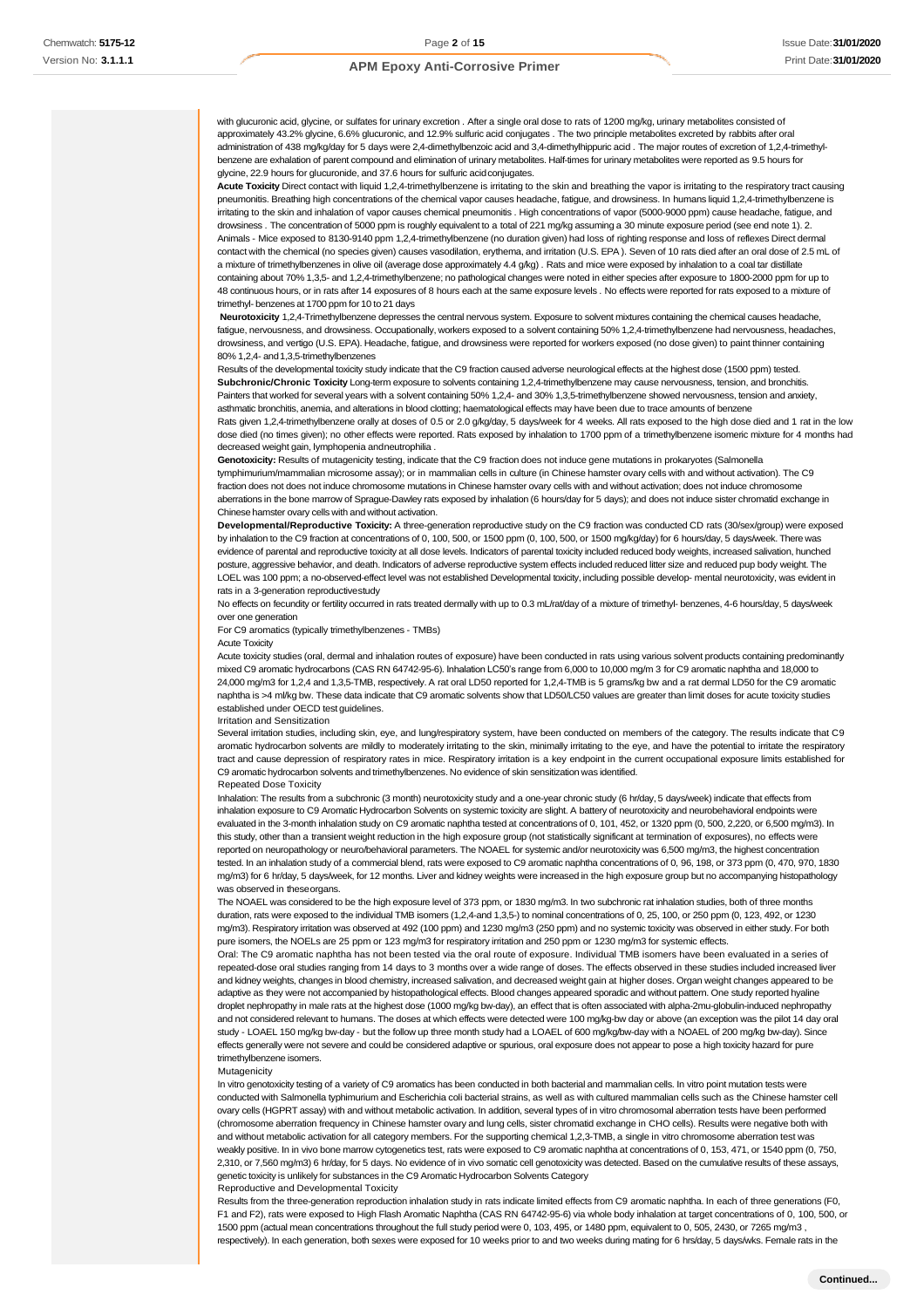with glucuronic acid, glycine, or sulfates for urinary excretion . After a single oral dose to rats of 1200 mg/kg, urinary metabolites consisted of approximately 43.2% glycine, 6.6% glucuronic, and 12.9% sulfuric acid conjugates . The two principle metabolites excreted by rabbits after oral administration of 438 mg/kg/day for 5 days were 2,4-dimethylbenzoic acid and 3,4-dimethylhippuric acid . The major routes of excretion of 1,2,4-trimethylbenzene are exhalation of parent compound and elimination of urinary metabolites. Half-times for urinary metabolites were reported as 9.5 hours for glycine, 22.9 hours for glucuronide, and 37.6 hours for sulfuric acid conjugates.

**Acute Toxicity** Direct contact with liquid 1,2,4-trimethylbenzene is irritating to the skin and breathing the vapor is irritating to the respiratory tract causing pneumonitis. Breathing high concentrations of the chemical vapor causes headache, fatigue, and drowsiness. In humans liquid 1,2,4-trimethylbenzene is irritating to the skin and inhalation of vapor causes chemical pneumonitis . High concentrations of vapor (5000-9000 ppm) cause headache, fatigue, and drowsiness . The concentration of 5000 ppm is roughly equivalent to a total of 221 mg/kg assuming a 30 minute exposure period (see end note 1). 2. Animals - Mice exposed to 8130-9140 ppm 1,2,4-trimethylbenzene (no duration given) had loss of righting response and loss of reflexes Direct dermal contact with the chemical (no species given) causes vasodilation, erythema, and irritation (U.S. EPA ). Seven of 10 rats died after an oral dose of 2.5 mL of a mixture of trimethylbenzenes in olive oil (average dose approximately 4.4 g/kg) . Rats and mice were exposed by inhalation to a coal tar distillate containing about 70% 1,3,5- and 1,2,4-trimethylbenzene; no pathological changes were noted in either species after exposure to 1800-2000 ppm for up to 48 continuous hours, or in rats after 14 exposures of 8 hours each at the same exposure levels . No effects were reported for rats exposed to a mixture of trimethyl- benzenes at 1700 ppm for 10 to 21 days

**Neurotoxicity** 1,2,4-Trimethylbenzene depresses the central nervous system. Exposure to solvent mixtures containing the chemical causes headache, fatigue, nervousness, and drowsiness. Occupationally, workers exposed to a solvent containing 50% 1,2,4-trimethylbenzene had nervousness, headaches, drowsiness, and vertigo (U.S. EPA). Headache, fatigue, and drowsiness were reported for workers exposed (no dose given) to paint thinner containing 80% 1,2,4- and 1,3,5-trimethylbenzenes

Results of the developmental toxicity study indicate that the C9 fraction caused adverse neurological effects at the highest dose (1500 ppm) tested.

**Subchronic/Chronic Toxicity** Long-term exposure to solvents containing 1,2,4-trimethylbenzene may cause nervousness, tension, and bronchitis. Painters that worked for several years with a solvent containing 50% 1,2,4- and 30% 1,3,5-trimethylbenzene showed nervousness, tension and anxiety, asthmatic bronchitis, anemia, and alterations in blood clotting; haematological effects may have been due to trace amounts of benzene

Rats given 1,2,4-trimethylbenzene orally at doses of 0.5 or 2.0 g/kg/day, 5 days/week for 4 weeks. All rats exposed to the high dose died and 1 rat in the low dose died (no times given); no other effects were reported. Rats exposed by inhalation to 1700 ppm of a trimethylbenzene isomeric mixture for 4 months had decreased weight gain, lymphopenia and neutrophilia .

**Genotoxicity:** Results of mutagenicity testing, indicate that the C9 fraction does not induce gene mutations in prokaryotes (Salmonella tymphimurium/mammalian microsome assay); or in mammalian cells in culture (in Chinese hamster ovary cells with and without activation). The C9 fraction does not does not induce chromosome mutations in Chinese hamster ovary cells with and without activation; does not induce chromosome aberrations in the bone marrow of Sprague-Dawley rats exposed by inhalation (6 hours/day for 5 days); and does not induce sister chromatid exchange in Chinese hamster ovary cells with and without activation.

**Developmental/Reproductive Toxicity:** A three-generation reproductive study on the C9 fraction was conducted CD rats (30/sex/group) were exposed by inhalation to the C9 fraction at concentrations of 0, 100, 500, or 1500 ppm (0, 100, 500, or 1500 mg/kg/day) for 6 hours/day, 5 days/week. There was evidence of parental and reproductive toxicity at all dose levels. Indicators of parental toxicity included reduced body weights, increased salivation, hunched posture, aggressive behavior, and death. Indicators of adverse reproductive system effects included reduced litter size and reduced pup body weight. The LOEL was 100 ppm; a no-observed-effect level was not established Developmental toxicity, including possible develop- mental neurotoxicity, was evident in rats in a 3-generation reproductive study

No effects on fecundity or fertility occurred in rats treated dermally with up to 0.3 mL/rat/day of a mixture of trimethyl- benzenes, 4-6 hours/day, 5 days/week over one generation

For C9 aromatics (typically trimethylbenzenes - TMBs)

Acute Toxicity

Acute toxicity studies (oral, dermal and inhalation routes of exposure) have been conducted in rats using various solvent products containing predominantly mixed C9 aromatic hydrocarbons (CAS RN 64742-95-6). Inhalation LC50's range from 6,000 to 10,000 mg/m 3 for C9 aromatic naphtha and 18,000 to 24,000 mg/m3 for 1,2,4 and 1,3,5-TMB, respectively. A rat oral LD50 reported for 1,2,4-TMB is 5 grams/kg bw and a rat dermal LD50 for the C9 aromatic naphtha is >4 ml/kg bw. These data indicate that C9 aromatic solvents show that LD50/LC50 values are greater than limit doses for acute toxicity studies established under OECD test guidelines.

Irritation and Sensitization

Several irritation studies, including skin, eye, and lung/respiratory system, have been conducted on members of the category. The results indicate that C9 aromatic hydrocarbon solvents are mildly to moderately irritating to the skin, minimally irritating to the eye, and have the potential to irritate the respiratory tract and cause depression of respiratory rates in mice. Respiratory irritation is a key endpoint in the current occupational exposure limits established for C9 aromatic hydrocarbon solvents and trimethylbenzenes. No evidence of skin sensitization was identified.

Repeated Dose Toxicity

Inhalation: The results from a subchronic (3 month) neurotoxicity study and a one-year chronic study (6 hr/day, 5 days/week) indicate that effects from inhalation exposure to C9 Aromatic Hydrocarbon Solvents on systemic toxicity are slight. A battery of neurotoxicity and neurobehavioral endpoints were evaluated in the 3-month inhalation study on C9 aromatic naphtha tested at concentrations of 0, 101, 452, or 1320 ppm (0, 500, 2,220, or 6,500 mg/m3). In this study, other than a transient weight reduction in the high exposure group (not statistically significant at termination of exposures), no effects were reported on neuropathology or neuro/behavioral parameters. The NOAEL for systemic and/or neurotoxicity was 6,500 mg/m3, the highest concentration tested. In an inhalation study of a commercial blend, rats were exposed to C9 aromatic naphtha concentrations of 0, 96, 198, or 373 ppm (0, 470, 970, 1830 mg/m3) for 6 hr/day, 5 days/week, for 12 months. Liver and kidney weights were increased in the high exposure group but no accompanying histopathology was observed in these organs.

The NOAEL was considered to be the high exposure level of 373 ppm, or 1830 mg/m3. In two subchronic rat inhalation studies, both of three months duration, rats were exposed to the individual TMB isomers (1,2,4-and 1,3,5-) to nominal concentrations of 0, 25, 100, or 250 ppm (0, 123, 492, or 1230 mg/m3). Respiratory irritation was observed at 492 (100 ppm) and 1230 mg/m3 (250 ppm) and no systemic toxicity was observed in either study. For both pure isomers, the NOELs are 25 ppm or 123 mg/m3 for respiratory irritation and 250 ppm or 1230 mg/m3 for systemic effects.

Oral: The C9 aromatic naphtha has not been tested via the oral route of exposure. Individual TMB isomers have been evaluated in a series of repeated-dose oral studies ranging from 14 days to 3 months over a wide range of doses. The effects observed in these studies included increased liver and kidney weights, changes in blood chemistry, increased salivation, and decreased weight gain at higher doses. Organ weight changes appeared to be adaptive as they were not accompanied by histopathological effects. Blood changes appeared sporadic and without pattern. One study reported hyaline droplet nephropathy in male rats at the highest dose (1000 mg/kg bw-day), an effect that is often associated with alpha-2mu-globulin-induced nephropathy and not considered relevant to humans. The doses at which effects were detected were 100 mg/kg-bw day or above (an exception was the pilot 14 day oral study - LOAEL 150 mg/kg bw-day - but the follow up three month study had a LOAEL of 600 mg/kg/bw-day with a NOAEL of 200 mg/kg bw-day). Since effects generally were not severe and could be considered adaptive or spurious, oral exposure does not appear to pose a high toxicity hazard for pure trimethylbenzene isomers.

Mutagenicity

In vitro genotoxicity testing of a variety of C9 aromatics has been conducted in both bacterial and mammalian cells. In vitro point mutation tests were conducted with Salmonella typhimurium and Escherichia coli bacterial strains, as well as with cultured mammalian cells such as the Chinese hamster cell ovary cells (HGPRT assay) with and without metabolic activation. In addition, several types of in vitro chromosomal aberration tests have been performed (chromosome aberration frequency in Chinese hamster ovary and lung cells, sister chromatid exchange in CHO cells). Results were negative both with and without metabolic activation for all category members. For the supporting chemical 1,2,3-TMB, a single in vitro chromosome aberration test was weakly positive. In in vivo bone marrow cytogenetics test, rats were exposed to C9 aromatic naphtha at concentrations of 0, 153, 471, or 1540 ppm (0, 750, 2,310, or 7,560 mg/m3) 6 hr/day, for 5 days. No evidence of in vivo somatic cell genotoxicity was detected. Based on the cumulative results of these assays, genetic toxicity is unlikely for substances in the C9 Aromatic Hydrocarbon Solvents Category

Reproductive and Developmental Toxicity

Results from the three-generation reproduction inhalation study in rats indicate limited effects from C9 aromatic naphtha. In each of three generations (F0, F1 and F2), rats were exposed to High Flash Aromatic Naphtha (CAS RN 64742-95-6) via whole body inhalation at target concentrations of 0, 100, 500, or 1500 ppm (actual mean concentrations throughout the full study period were 0, 103, 495, or 1480 ppm, equivalent to 0, 505, 2430, or 7265 mg/m3 , respectively). In each generation, both sexes were exposed for 10 weeks prior to and two weeks during mating for 6 hrs/day, 5 days/wks. Female rats in the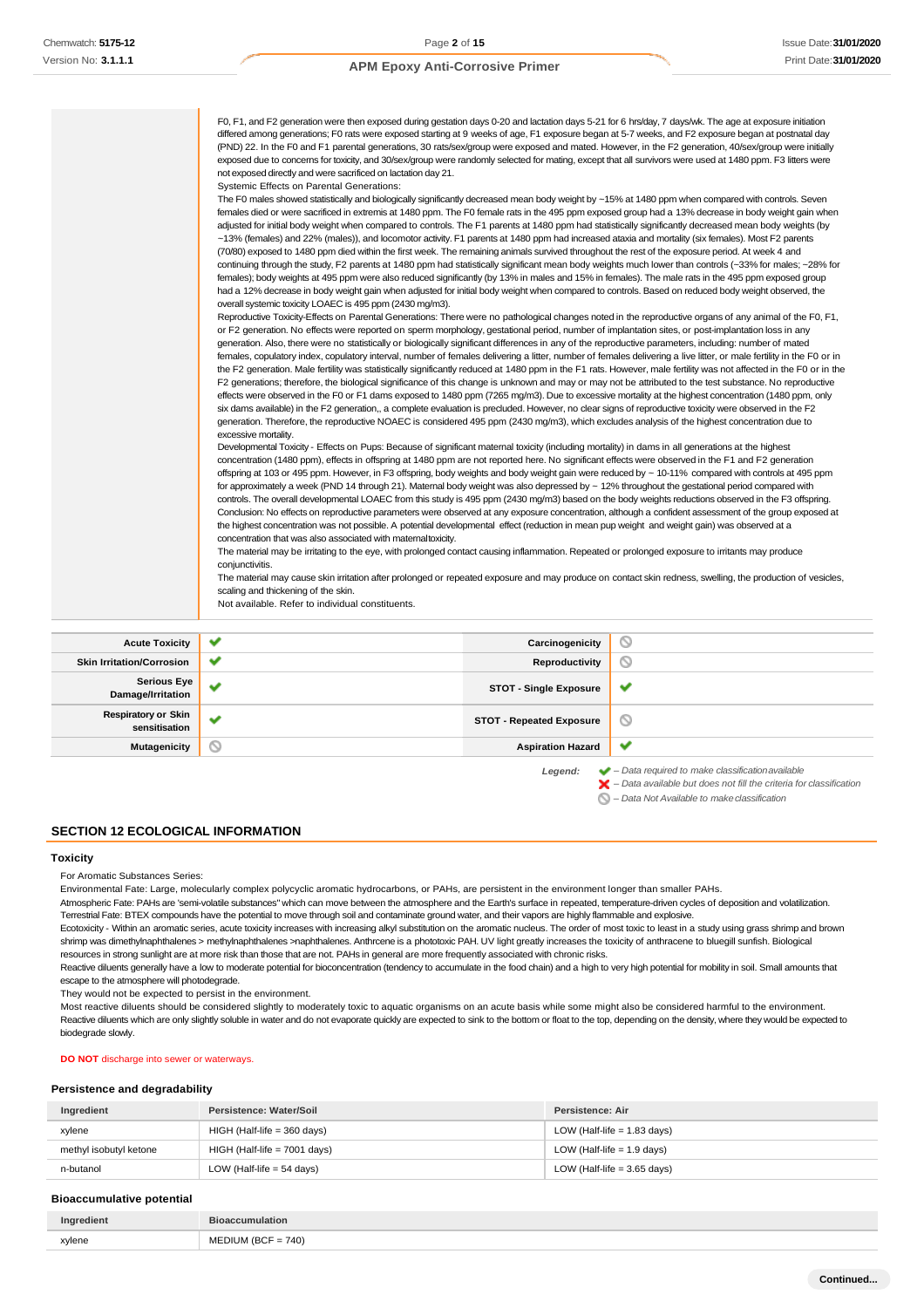F0, F1, and F2 generation were then exposed during gestation days 0-20 and lactation days 5-21 for 6 hrs/day, 7 days/wk. The age at exposure initiation differed among generations; F0 rats were exposed starting at 9 weeks of age, F1 exposure began at 5-7 weeks, and F2 exposure began at postnatal day (PND) 22. In the F0 and F1 parental generations, 30 rats/sex/group were exposed and mated. However, in the F2 generation, 40/sex/group were initially exposed due to concerns for toxicity, and 30/sex/group were randomly selected for mating, except that all survivors were used at 1480 ppm. F3 litters were not exposed directly and were sacrificed on lactation day 21.
Systemic Effects on Parental Generations:
The F0 males showed statistically and biologically significantly decreased mean body weight by ~15% at 1480 ppm when compared with controls. Seven females died or were sacrificed in extremis at 1480 ppm. The F0 female rats in the 495 ppm exposed group had a 13% decrease in body weight gain when adjusted for initial body weight when compared to controls. The F1 parents at 1480 ppm had statistically significantly decreased mean body weights (by ~13% (females) and 22% (males)), and locomotor activity. F1 parents at 1480 ppm had increased ataxia and mortality (six females). Most F2 parents (70/80) exposed to 1480 ppm died within the first week. The remaining animals survived throughout the rest of the exposure period. At week 4 and continuing through the study, F2 parents at 1480 ppm had statistically significant mean body weights much lower than controls (~33% for males; ~28% for females); body weights at 495 ppm were also reduced significantly (by 13% in males and 15% in females). The male rats in the 495 ppm exposed group had a 12% decrease in body weight gain when adjusted for initial body weight when compared to controls. Based on reduced body weight observed, the overall systemic toxicity LOAEC is 495 ppm (2430 mg/m3).
Reproductive Toxicity-Effects on Parental Generations: There were no pathological changes noted in the reproductive organs of any animal of the F0, F1, or F2 generation. No effects were reported on sperm morphology, gestational period, number of implantation sites, or post-implantation loss in any generation. Also, there were no statistically or biologically significant differences in any of the reproductive parameters, including: number of mated females, copulatory index, copulatory interval, number of females delivering a litter, number of females delivering a live litter, or male fertility in the F0 or in the F2 generation. Male fertility was statistically significantly reduced at 1480 ppm in the F1 rats. However, male fertility was not affected in the F0 or in the F2 generations; therefore, the biological significance of this change is unknown and may or may not be attributed to the test substance. No reproductive effects were observed in the F0 or F1 dams exposed to 1480 ppm (7265 mg/m3). Due to excessive mortality at the highest concentration (1480 ppm, only six dams available) in the F2 generation,, a complete evaluation is precluded. However, no clear signs of reproductive toxicity were observed in the F2 generation. Therefore, the reproductive NOAEC is considered 495 ppm (2430 mg/m3), which excludes analysis of the highest concentration due to excessive mortality.
Developmental Toxicity - Effects on Pups: Because of significant maternal toxicity (including mortality) in dams in all generations at the highest concentration (1480 ppm), effects in offspring at 1480 ppm are not reported here. No significant effects were observed in the F1 and F2 generation offspring at 103 or 495 ppm. However, in F3 offspring, body weights and body weight gain were reduced by ~ 10-11% compared with controls at 495 ppm for approximately a week (PND 14 through 21). Maternal body weight was also depressed by ~ 12% throughout the gestational period compared with controls. The overall developmental LOAEC from this study is 495 ppm (2430 mg/m3) based on the body weights reductions observed in the F3 offspring.
Conclusion: No effects on reproductive parameters were observed at any exposure concentration, although a confident assessment of the group exposed at the highest concentration was not possible. A potential developmental effect (reduction in mean pup weight and weight gain) was observed at a concentration that was also associated with maternaltoxicity.
The material may be irritating to the eye, with prolonged contact causing inflammation. Repeated or prolonged exposure to irritants may produce conjunctivitis.
The material may cause skin irritation after prolonged or repeated exposure and may produce on contact skin redness, swelling, the production of vesicles, scaling and thickening of the skin.
Not available. Refer to individual constituents.

| | | | |
|---|---|---|---|
| **Acute Toxicity** | ✔ | **Carcinogenicity** | ⊘ |
| **Skin Irritation/Corrosion** | ✔ | **Reproductivity** | ⊘ |
| **Serious Eye Damage/Irritation** | ✔ | **STOT - Single Exposure** | ✔ |
| **Respiratory or Skin sensitisation** | ✔ | **STOT - Repeated Exposure** | ⊘ |
| **Mutagenicity** | ⊘ | **Aspiration Hazard** | ✔ |

*Legend:*
✔ – *Data required to make classification available*
✘ – *Data available but does not fill the criteria for classification*
⊘ – *Data Not Available to make classification*

## SECTION 12 ECOLOGICAL INFORMATION

### Toxicity

For Aromatic Substances Series:
Environmental Fate: Large, molecularly complex polycyclic aromatic hydrocarbons, or PAHs, are persistent in the environment longer than smaller PAHs.
Atmospheric Fate: PAHs are 'semi-volatile substances" which can move between the atmosphere and the Earth's surface in repeated, temperature-driven cycles of deposition and volatilization.
Terrestrial Fate: BTEX compounds have the potential to move through soil and contaminate ground water, and their vapors are highly flammable and explosive.
Ecotoxicity - Within an aromatic series, acute toxicity increases with increasing alkyl substitution on the aromatic nucleus. The order of most toxic to least in a study using grass shrimp and brown shrimp was dimethylnaphthalenes > methylnaphthalenes >naphthalenes. Anthrcene is a phototoxic PAH. UV light greatly increases the toxicity of anthracene to bluegill sunfish. Biological resources in strong sunlight are at more risk than those that are not. PAHs in general are more frequently associated with chronic risks.
Reactive diluents generally have a low to moderate potential for bioconcentration (tendency to accumulate in the food chain) and a high to very high potential for mobility in soil. Small amounts that escape to the atmosphere will photodegrade.
They would not be expected to persist in the environment.
Most reactive diluents should be considered slightly to moderately toxic to aquatic organisms on an acute basis while some might also be considered harmful to the environment.
Reactive diluents which are only slightly soluble in water and do not evaporate quickly are expected to sink to the bottom or float to the top, depending on the density, where they would be expected to biodegrade slowly.

**DO NOT** discharge into sewer or waterways.

### Persistence and degradability

| Ingredient | Persistence: Water/Soil | Persistence: Air |
|---|---|---|
| xylene | HIGH (Half-life = 360 days) | LOW (Half-life = 1.83 days) |
| methyl isobutyl ketone | HIGH (Half-life = 7001 days) | LOW (Half-life = 1.9 days) |
| n-butanol | LOW (Half-life = 54 days) | LOW (Half-life = 3.65 days) |

### Bioaccumulative potential

| Ingredient | Bioaccumulation |
|---|---|
| xylene | MEDIUM (BCF = 740) |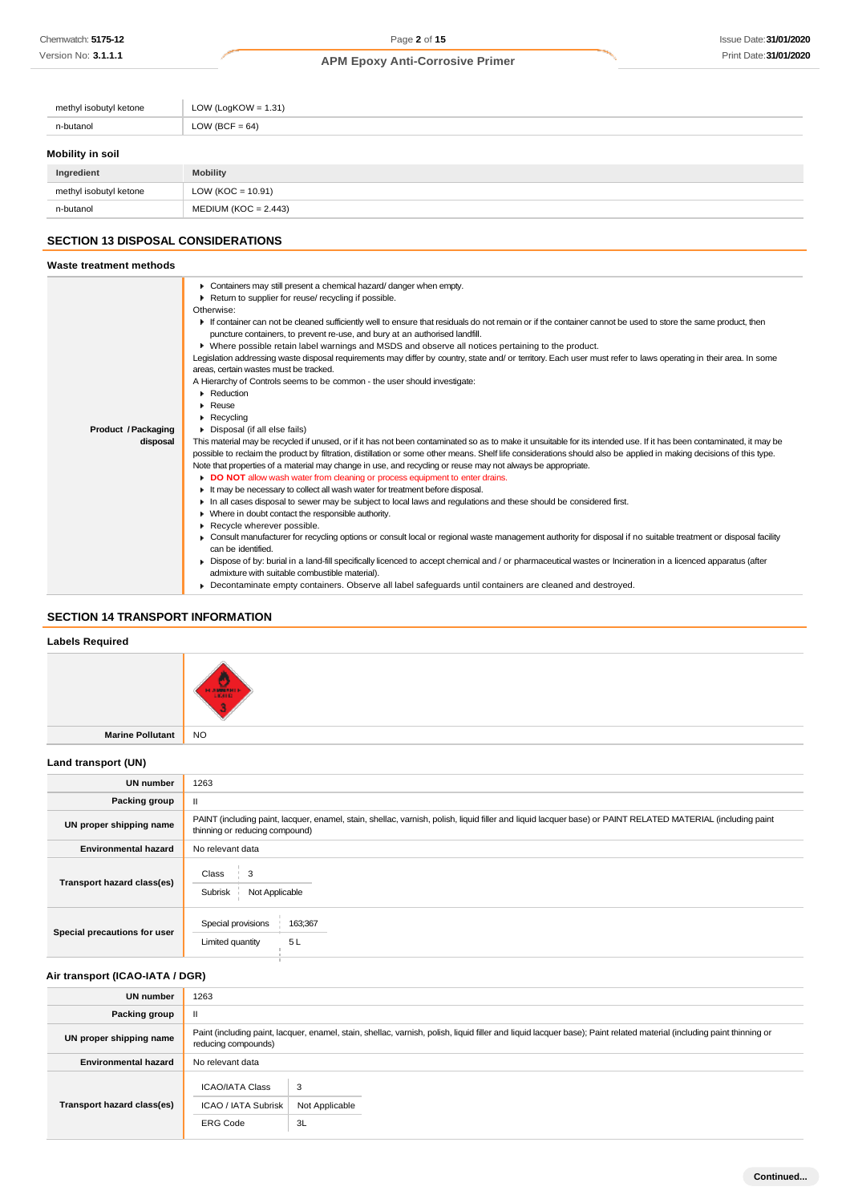| | |
|---|---|
| methyl isobutyl ketone | LOW (LogKOW = 1.31) |
| n-butanol | LOW (BCF = 64) |

### Mobility in soil

| Ingredient | Mobility |
|---|---|
| methyl isobutyl ketone | LOW (KOC = 10.91) |
| n-butanol | MEDIUM (KOC = 2.443) |

## SECTION 13 DISPOSAL CONSIDERATIONS

### Waste treatment methods

| | |
|---|---|
| Product / Packaging disposal | ▸ Containers may still present a chemical hazard/ danger when empty.<br>▸ Return to supplier for reuse/ recycling if possible.<br>Otherwise:<br>▸ If container can not be cleaned sufficiently well to ensure that residuals do not remain or if the container cannot be used to store the same product, then puncture containers, to prevent re-use, and bury at an authorised landfill.<br>▸ Where possible retain label warnings and MSDS and observe all notices pertaining to the product.<br>Legislation addressing waste disposal requirements may differ by country, state and/ or territory. Each user must refer to laws operating in their area. In some areas, certain wastes must be tracked.<br>A Hierarchy of Controls seems to be common - the user should investigate:<br>▸ Reduction<br>▸ Reuse<br>▸ Recycling<br>▸ Disposal (if all else fails)<br>This material may be recycled if unused, or if it has not been contaminated so as to make it unsuitable for its intended use. If it has been contaminated, it may be possible to reclaim the product by filtration, distillation or some other means. Shelf life considerations should also be applied in making decisions of this type. Note that properties of a material may change in use, and recycling or reuse may not always be appropriate.<br>▸ **DO NOT** allow wash water from cleaning or process equipment to enter drains.<br>▸ It may be necessary to collect all wash water for treatment before disposal.<br>▸ In all cases disposal to sewer may be subject to local laws and regulations and these should be considered first.<br>▸ Where in doubt contact the responsible authority.<br>▸ Recycle wherever possible.<br>▸ Consult manufacturer for recycling options or consult local or regional waste management authority for disposal if no suitable treatment or disposal facility can be identified.<br>▸ Dispose of by: burial in a land-fill specifically licenced to accept chemical and / or pharmaceutical wastes or Incineration in a licenced apparatus (after admixture with suitable combustible material).<br>▸ Decontaminate empty containers. Observe all label safeguards until containers are cleaned and destroyed. |

## SECTION 14 TRANSPORT INFORMATION

### Labels Required

| | |
|---|---|
| | FLAMMABLE LIQUID 3 |
| Marine Pollutant | NO |

### Land transport (UN)

| | |
|---|---|
| UN number | 1263 |
| Packing group | II |
| UN proper shipping name | PAINT (including paint, lacquer, enamel, stain, shellac, varnish, polish, liquid filler and liquid lacquer base) or PAINT RELATED MATERIAL (including paint thinning or reducing compound) |
| Environmental hazard | No relevant data |
| Transport hazard class(es) | Class: 3<br>Subrisk: Not Applicable |
| Special precautions for user | Special provisions: 163;367<br>Limited quantity: 5 L |

### Air transport (ICAO-IATA / DGR)

| | |
|---|---|
| UN number | 1263 |
| Packing group | II |
| UN proper shipping name | Paint (including paint, lacquer, enamel, stain, shellac, varnish, polish, liquid filler and liquid lacquer base); Paint related material (including paint thinning or reducing compounds) |
| Environmental hazard | No relevant data |
| Transport hazard class(es) | ICAO/IATA Class: 3<br>ICAO / IATA Subrisk: Not Applicable<br>ERG Code: 3L |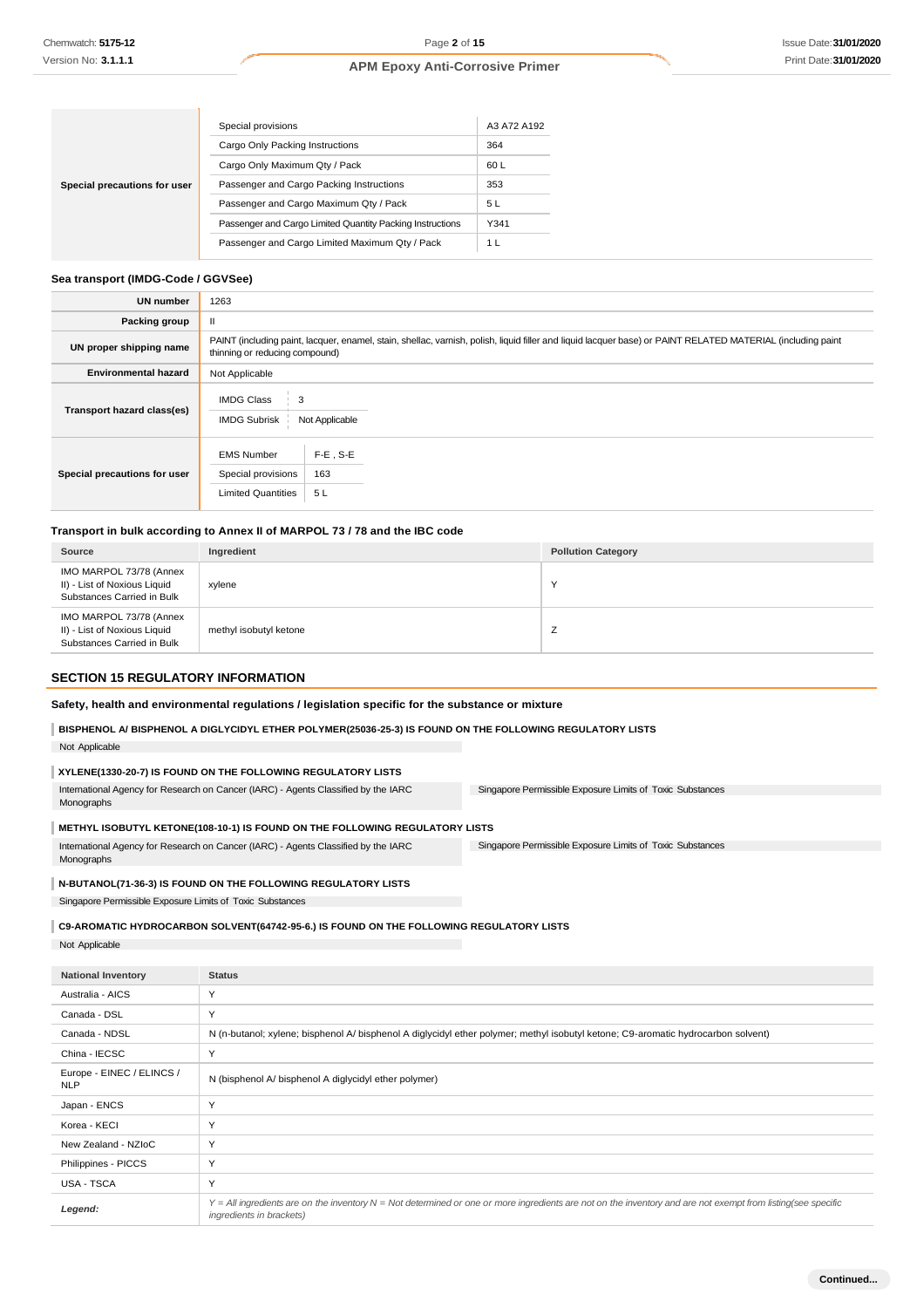| Special precautions for user | | |
|---|---|---|
| | Special provisions | A3 A72 A192 |
| | Cargo Only Packing Instructions | 364 |
| | Cargo Only Maximum Qty / Pack | 60 L |
| | Passenger and Cargo Packing Instructions | 353 |
| | Passenger and Cargo Maximum Qty / Pack | 5 L |
| | Passenger and Cargo Limited Quantity Packing Instructions | Y341 |
| | Passenger and Cargo Limited Maximum Qty / Pack | 1 L |

### Sea transport (IMDG-Code / GGVSee)

| | |
|---|---|
| UN number | 1263 |
| Packing group | II |
| UN proper shipping name | PAINT (including paint, lacquer, enamel, stain, shellac, varnish, polish, liquid filler and liquid lacquer base) or PAINT RELATED MATERIAL (including paint thinning or reducing compound) |
| Environmental hazard | Not Applicable |
| Transport hazard class(es) | IMDG Class: 3<br>IMDG Subrisk: Not Applicable |
| Special precautions for user | EMS Number: F-E , S-E<br>Special provisions: 163<br>Limited Quantities: 5 L |

### Transport in bulk according to Annex II of MARPOL 73 / 78 and the IBC code

| Source | Ingredient | Pollution Category |
|---|---|---|
| IMO MARPOL 73/78 (Annex II) - List of Noxious Liquid Substances Carried in Bulk | xylene | Y |
| IMO MARPOL 73/78 (Annex II) - List of Noxious Liquid Substances Carried in Bulk | methyl isobutyl ketone | Z |

## SECTION 15 REGULATORY INFORMATION

### Safety, health and environmental regulations / legislation specific for the substance or mixture

**BISPHENOL A/ BISPHENOL A DIGLYCIDYL ETHER POLYMER(25036-25-3) IS FOUND ON THE FOLLOWING REGULATORY LISTS**

Not Applicable

**XYLENE(1330-20-7) IS FOUND ON THE FOLLOWING REGULATORY LISTS**

| | |
|---|---|
| International Agency for Research on Cancer (IARC) - Agents Classified by the IARC Monographs | Singapore Permissible Exposure Limits of Toxic Substances |

**METHYL ISOBUTYL KETONE(108-10-1) IS FOUND ON THE FOLLOWING REGULATORY LISTS**

| | |
|---|---|
| International Agency for Research on Cancer (IARC) - Agents Classified by the IARC Monographs | Singapore Permissible Exposure Limits of Toxic Substances |

**N-BUTANOL(71-36-3) IS FOUND ON THE FOLLOWING REGULATORY LISTS**

Singapore Permissible Exposure Limits of Toxic Substances

**C9-AROMATIC HYDROCARBON SOLVENT(64742-95-6.) IS FOUND ON THE FOLLOWING REGULATORY LISTS**

Not Applicable

| National Inventory | Status |
|---|---|
| Australia - AICS | Y |
| Canada - DSL | Y |
| Canada - NDSL | N (n-butanol; xylene; bisphenol A/ bisphenol A diglycidyl ether polymer; methyl isobutyl ketone; C9-aromatic hydrocarbon solvent) |
| China - IECSC | Y |
| Europe - EINEC / ELINCS / NLP | N (bisphenol A/ bisphenol A diglycidyl ether polymer) |
| Japan - ENCS | Y |
| Korea - KECI | Y |
| New Zealand - NZIoC | Y |
| Philippines - PICCS | Y |
| USA - TSCA | Y |
| ***Legend:*** | *Y = All ingredients are on the inventory N = Not determined or one or more ingredients are not on the inventory and are not exempt from listing(see specific ingredients in brackets)* |

Continued...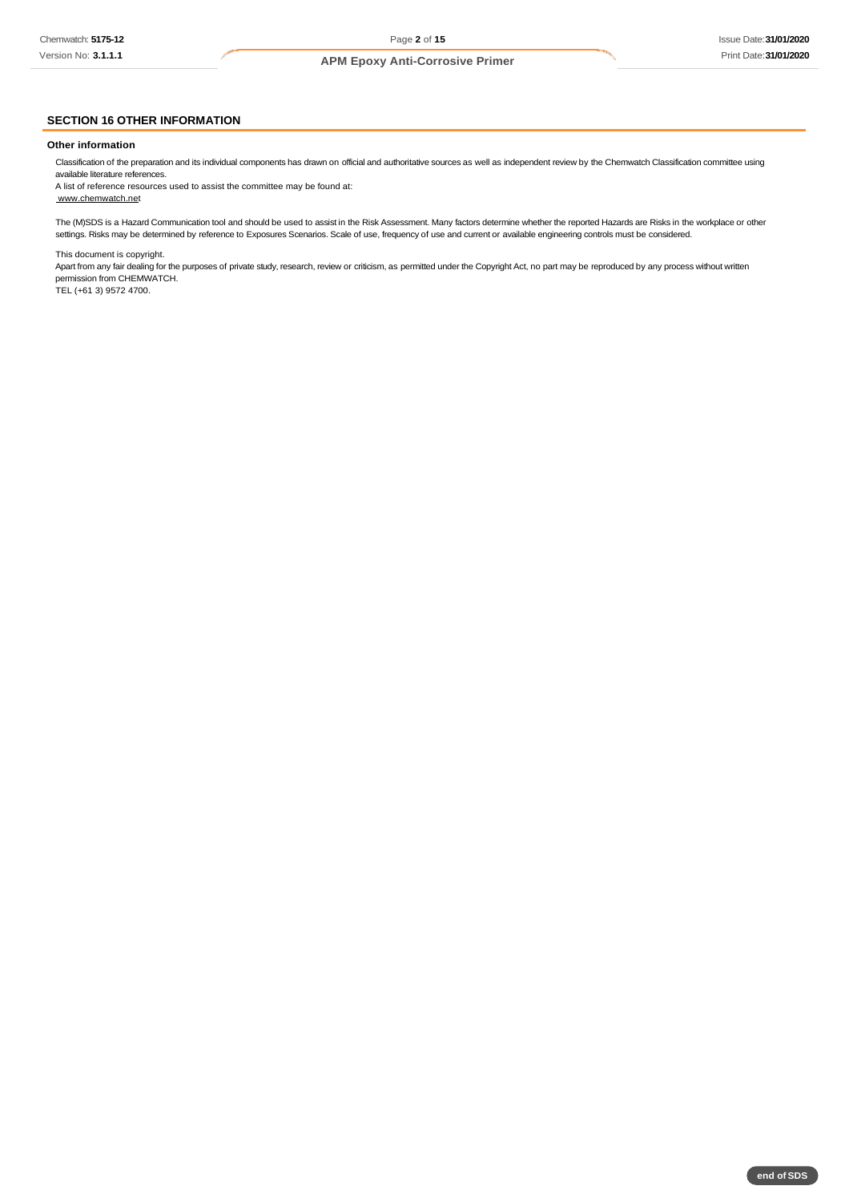## SECTION 16 OTHER INFORMATION

### Other information

Classification of the preparation and its individual components has drawn on official and authoritative sources as well as independent review by the Chemwatch Classification committee using available literature references.
A list of reference resources used to assist the committee may be found at:
www.chemwatch.net

The (M)SDS is a Hazard Communication tool and should be used to assist in the Risk Assessment. Many factors determine whether the reported Hazards are Risks in the workplace or other settings. Risks may be determined by reference to Exposures Scenarios. Scale of use, frequency of use and current or available engineering controls must be considered.

This document is copyright.
Apart from any fair dealing for the purposes of private study, research, review or criticism, as permitted under the Copyright Act, no part may be reproduced by any process without written permission from CHEMWATCH.
TEL (+61 3) 9572 4700.

end of SDS